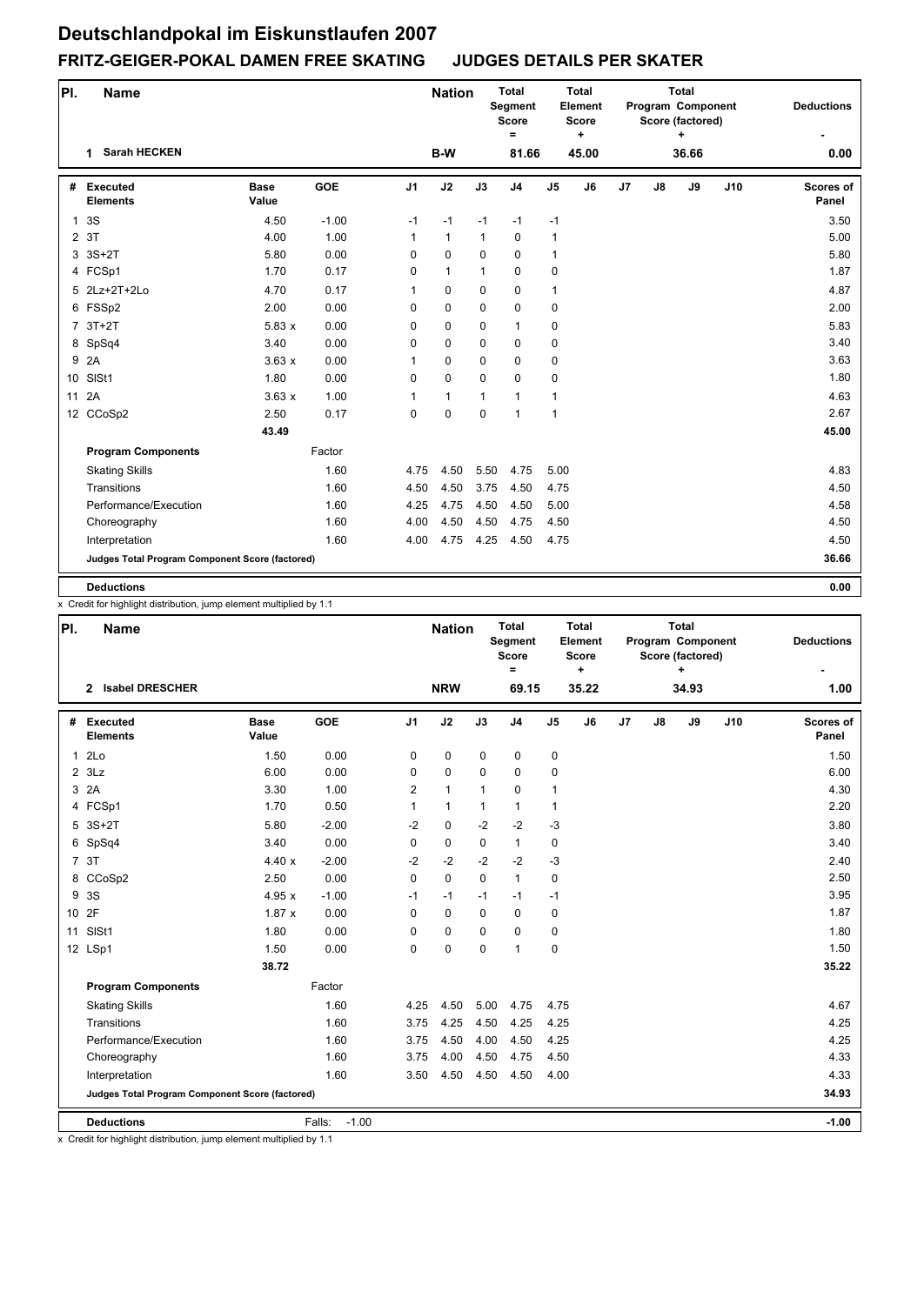# Deutschlandpokal im Eiskunstlaufen 2007

## FRITZ-GEIGER-POKAL DAMEN FREE SKATING JUDGES DETAILS PER SKATER

| Pl. | Name | Nation | Total Segment Score = | Total Element Score + | Total Program Component Score (factored) + | Deductions - |
|---|---|---|---|---|---|---|
| 1 | Sarah HECKEN | B-W | 81.66 | 45.00 | 36.66 | 0.00 |

| # | Executed Elements | Base Value | GOE | J1 | J2 | J3 | J4 | J5 | J6 | J7 | J8 | J9 | J10 | Scores of Panel |
|---|---|---|---|---|---|---|---|---|---|---|---|---|---|---|
| 1 | 3S | 4.50 | -1.00 | -1 | -1 | -1 | -1 | -1 | | | | | | 3.50 |
| 2 | 3T | 4.00 | 1.00 | 1 | 1 | 1 | 0 | 1 | | | | | | 5.00 |
| 3 | 3S+2T | 5.80 | 0.00 | 0 | 0 | 0 | 0 | 1 | | | | | | 5.80 |
| 4 | FCSp1 | 1.70 | 0.17 | 0 | 1 | 1 | 0 | 0 | | | | | | 1.87 |
| 5 | 2Lz+2T+2Lo | 4.70 | 0.17 | 1 | 0 | 0 | 0 | 1 | | | | | | 4.87 |
| 6 | FSSp2 | 2.00 | 0.00 | 0 | 0 | 0 | 0 | 0 | | | | | | 2.00 |
| 7 | 3T+2T | 5.83 x | 0.00 | 0 | 0 | 0 | 1 | 0 | | | | | | 5.83 |
| 8 | SpSq4 | 3.40 | 0.00 | 0 | 0 | 0 | 0 | 0 | | | | | | 3.40 |
| 9 | 2A | 3.63 x | 0.00 | 1 | 0 | 0 | 0 | 0 | | | | | | 3.63 |
| 10 | SlSt1 | 1.80 | 0.00 | 0 | 0 | 0 | 0 | 0 | | | | | | 1.80 |
| 11 | 2A | 3.63 x | 1.00 | 1 | 1 | 1 | 1 | 1 | | | | | | 4.63 |
| 12 | CCoSp2 | 2.50 | 0.17 | 0 | 0 | 0 | 1 | 1 | | | | | | 2.67 |
| | | 43.49 | | | | | | | | | | | | 45.00 |
| | **Program Components** | | Factor | | | | | | | | | | | |
| | Skating Skills | | 1.60 | 4.75 | 4.50 | 5.50 | 4.75 | 5.00 | | | | | | 4.83 |
| | Transitions | | 1.60 | 4.50 | 4.50 | 3.75 | 4.50 | 4.75 | | | | | | 4.50 |
| | Performance/Execution | | 1.60 | 4.25 | 4.75 | 4.50 | 4.50 | 5.00 | | | | | | 4.58 |
| | Choreography | | 1.60 | 4.00 | 4.50 | 4.50 | 4.75 | 4.50 | | | | | | 4.50 |
| | Interpretation | | 1.60 | 4.00 | 4.75 | 4.25 | 4.50 | 4.75 | | | | | | 4.50 |
| | **Judges Total Program Component Score (factored)** | | | | | | | | | | | | | 36.66 |
| | **Deductions** | | | | | | | | | | | | | 0.00 |

x Credit for highlight distribution, jump element multiplied by 1.1

| Pl. | Name | Nation | Total Segment Score = | Total Element Score + | Total Program Component Score (factored) + | Deductions - |
|---|---|---|---|---|---|---|
| 2 | Isabel DRESCHER | NRW | 69.15 | 35.22 | 34.93 | 1.00 |

| # | Executed Elements | Base Value | GOE | J1 | J2 | J3 | J4 | J5 | J6 | J7 | J8 | J9 | J10 | Scores of Panel |
|---|---|---|---|---|---|---|---|---|---|---|---|---|---|---|
| 1 | 2Lo | 1.50 | 0.00 | 0 | 0 | 0 | 0 | 0 | | | | | | 1.50 |
| 2 | 3Lz | 6.00 | 0.00 | 0 | 0 | 0 | 0 | 0 | | | | | | 6.00 |
| 3 | 2A | 3.30 | 1.00 | 2 | 1 | 1 | 0 | 1 | | | | | | 4.30 |
| 4 | FCSp1 | 1.70 | 0.50 | 1 | 1 | 1 | 1 | 1 | | | | | | 2.20 |
| 5 | 3S+2T | 5.80 | -2.00 | -2 | 0 | -2 | -2 | -3 | | | | | | 3.80 |
| 6 | SpSq4 | 3.40 | 0.00 | 0 | 0 | 0 | 1 | 0 | | | | | | 3.40 |
| 7 | 3T | 4.40 x | -2.00 | -2 | -2 | -2 | -2 | -3 | | | | | | 2.40 |
| 8 | CCoSp2 | 2.50 | 0.00 | 0 | 0 | 0 | 1 | 0 | | | | | | 2.50 |
| 9 | 3S | 4.95 x | -1.00 | -1 | -1 | -1 | -1 | -1 | | | | | | 3.95 |
| 10 | 2F | 1.87 x | 0.00 | 0 | 0 | 0 | 0 | 0 | | | | | | 1.87 |
| 11 | SlSt1 | 1.80 | 0.00 | 0 | 0 | 0 | 0 | 0 | | | | | | 1.80 |
| 12 | LSp1 | 1.50 | 0.00 | 0 | 0 | 0 | 1 | 0 | | | | | | 1.50 |
| | | 38.72 | | | | | | | | | | | | 35.22 |
| | **Program Components** | | Factor | | | | | | | | | | | |
| | Skating Skills | | 1.60 | 4.25 | 4.50 | 5.00 | 4.75 | 4.75 | | | | | | 4.67 |
| | Transitions | | 1.60 | 3.75 | 4.25 | 4.50 | 4.25 | 4.25 | | | | | | 4.25 |
| | Performance/Execution | | 1.60 | 3.75 | 4.50 | 4.00 | 4.50 | 4.25 | | | | | | 4.25 |
| | Choreography | | 1.60 | 3.75 | 4.00 | 4.50 | 4.75 | 4.50 | | | | | | 4.33 |
| | Interpretation | | 1.60 | 3.50 | 4.50 | 4.50 | 4.50 | 4.00 | | | | | | 4.33 |
| | **Judges Total Program Component Score (factored)** | | | | | | | | | | | | | 34.93 |
| | **Deductions** | | Falls: -1.00 | | | | | | | | | | | -1.00 |

x Credit for highlight distribution, jump element multiplied by 1.1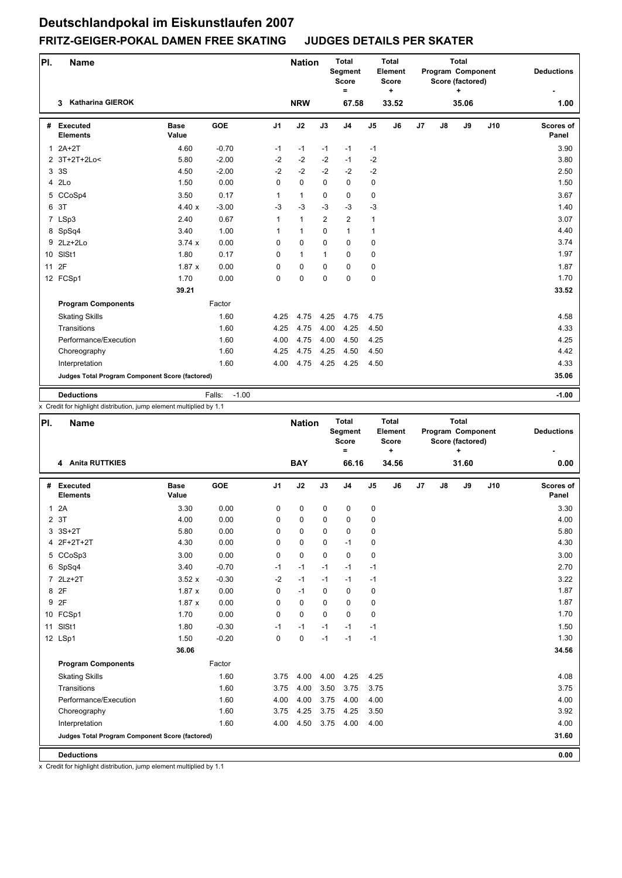# Deutschlandpokal im Eiskunstlaufen 2007

## FRITZ-GEIGER-POKAL DAMEN FREE SKATING JUDGES DETAILS PER SKATER

| Pl. | Name | Nation | Total Segment Score = | Total Element Score + | Total Program Component Score (factored) + | Deductions - |
|---|---|---|---|---|---|---|
| 3 | Katharina GIEROK | NRW | 67.58 | 33.52 | 35.06 | 1.00 |

| # | Executed Elements | Base Value | GOE | J1 | J2 | J3 | J4 | J5 | J6 | J7 | J8 | J9 | J10 | Scores of Panel |
|---|---|---|---|---|---|---|---|---|---|---|---|---|---|---|
| 1 | 2A+2T | 4.60 | -0.70 | -1 | -1 | -1 | -1 | -1 | | | | | | 3.90 |
| 2 | 3T+2T+2Lo< | 5.80 | -2.00 | -2 | -2 | -2 | -1 | -2 | | | | | | 3.80 |
| 3 | 3S | 4.50 | -2.00 | -2 | -2 | -2 | -2 | -2 | | | | | | 2.50 |
| 4 | 2Lo | 1.50 | 0.00 | 0 | 0 | 0 | 0 | 0 | | | | | | 1.50 |
| 5 | CCoSp4 | 3.50 | 0.17 | 1 | 1 | 0 | 0 | 0 | | | | | | 3.67 |
| 6 | 3T | 4.40 x | -3.00 | -3 | -3 | -3 | -3 | -3 | | | | | | 1.40 |
| 7 | LSp3 | 2.40 | 0.67 | 1 | 1 | 2 | 2 | 1 | | | | | | 3.07 |
| 8 | SpSq4 | 3.40 | 1.00 | 1 | 1 | 0 | 1 | 1 | | | | | | 4.40 |
| 9 | 2Lz+2Lo | 3.74 x | 0.00 | 0 | 0 | 0 | 0 | 0 | | | | | | 3.74 |
| 10 | SlSt1 | 1.80 | 0.17 | 0 | 1 | 1 | 0 | 0 | | | | | | 1.97 |
| 11 | 2F | 1.87 x | 0.00 | 0 | 0 | 0 | 0 | 0 | | | | | | 1.87 |
| 12 | FCSp1 | 1.70 | 0.00 | 0 | 0 | 0 | 0 | 0 | | | | | | 1.70 |
| | | 39.21 | | | | | | | | | | | | 33.52 |
| | **Program Components** | | Factor | | | | | | | | | | | |
| | Skating Skills | | 1.60 | 4.25 | 4.75 | 4.25 | 4.75 | 4.75 | | | | | | 4.58 |
| | Transitions | | 1.60 | 4.25 | 4.75 | 4.00 | 4.25 | 4.50 | | | | | | 4.33 |
| | Performance/Execution | | 1.60 | 4.00 | 4.75 | 4.00 | 4.50 | 4.25 | | | | | | 4.25 |
| | Choreography | | 1.60 | 4.25 | 4.75 | 4.25 | 4.50 | 4.50 | | | | | | 4.42 |
| | Interpretation | | 1.60 | 4.00 | 4.75 | 4.25 | 4.25 | 4.50 | | | | | | 4.33 |
| | **Judges Total Program Component Score (factored)** | | | | | | | | | | | | | 35.06 |
| | **Deductions** | | Falls: -1.00 | | | | | | | | | | | -1.00 |

x Credit for highlight distribution, jump element multiplied by 1.1

| Pl. | Name | Nation | Total Segment Score = | Total Element Score + | Total Program Component Score (factored) + | Deductions - |
|---|---|---|---|---|---|---|
| 4 | Anita RUTTKIES | BAY | 66.16 | 34.56 | 31.60 | 0.00 |

| # | Executed Elements | Base Value | GOE | J1 | J2 | J3 | J4 | J5 | J6 | J7 | J8 | J9 | J10 | Scores of Panel |
|---|---|---|---|---|---|---|---|---|---|---|---|---|---|---|
| 1 | 2A | 3.30 | 0.00 | 0 | 0 | 0 | 0 | 0 | | | | | | 3.30 |
| 2 | 3T | 4.00 | 0.00 | 0 | 0 | 0 | 0 | 0 | | | | | | 4.00 |
| 3 | 3S+2T | 5.80 | 0.00 | 0 | 0 | 0 | 0 | 0 | | | | | | 5.80 |
| 4 | 2F+2T+2T | 4.30 | 0.00 | 0 | 0 | 0 | -1 | 0 | | | | | | 4.30 |
| 5 | CCoSp3 | 3.00 | 0.00 | 0 | 0 | 0 | 0 | 0 | | | | | | 3.00 |
| 6 | SpSq4 | 3.40 | -0.70 | -1 | -1 | -1 | -1 | -1 | | | | | | 2.70 |
| 7 | 2Lz+2T | 3.52 x | -0.30 | -2 | -1 | -1 | -1 | -1 | | | | | | 3.22 |
| 8 | 2F | 1.87 x | 0.00 | 0 | -1 | 0 | 0 | 0 | | | | | | 1.87 |
| 9 | 2F | 1.87 x | 0.00 | 0 | 0 | 0 | 0 | 0 | | | | | | 1.87 |
| 10 | FCSp1 | 1.70 | 0.00 | 0 | 0 | 0 | 0 | 0 | | | | | | 1.70 |
| 11 | SlSt1 | 1.80 | -0.30 | -1 | -1 | -1 | -1 | -1 | | | | | | 1.50 |
| 12 | LSp1 | 1.50 | -0.20 | 0 | 0 | -1 | -1 | -1 | | | | | | 1.30 |
| | | 36.06 | | | | | | | | | | | | 34.56 |
| | **Program Components** | | Factor | | | | | | | | | | | |
| | Skating Skills | | 1.60 | 3.75 | 4.00 | 4.00 | 4.25 | 4.25 | | | | | | 4.08 |
| | Transitions | | 1.60 | 3.75 | 4.00 | 3.50 | 3.75 | 3.75 | | | | | | 3.75 |
| | Performance/Execution | | 1.60 | 4.00 | 4.00 | 3.75 | 4.00 | 4.00 | | | | | | 4.00 |
| | Choreography | | 1.60 | 3.75 | 4.25 | 3.75 | 4.25 | 3.50 | | | | | | 3.92 |
| | Interpretation | | 1.60 | 4.00 | 4.50 | 3.75 | 4.00 | 4.00 | | | | | | 4.00 |
| | **Judges Total Program Component Score (factored)** | | | | | | | | | | | | | 31.60 |
| | **Deductions** | | | | | | | | | | | | | 0.00 |

x Credit for highlight distribution, jump element multiplied by 1.1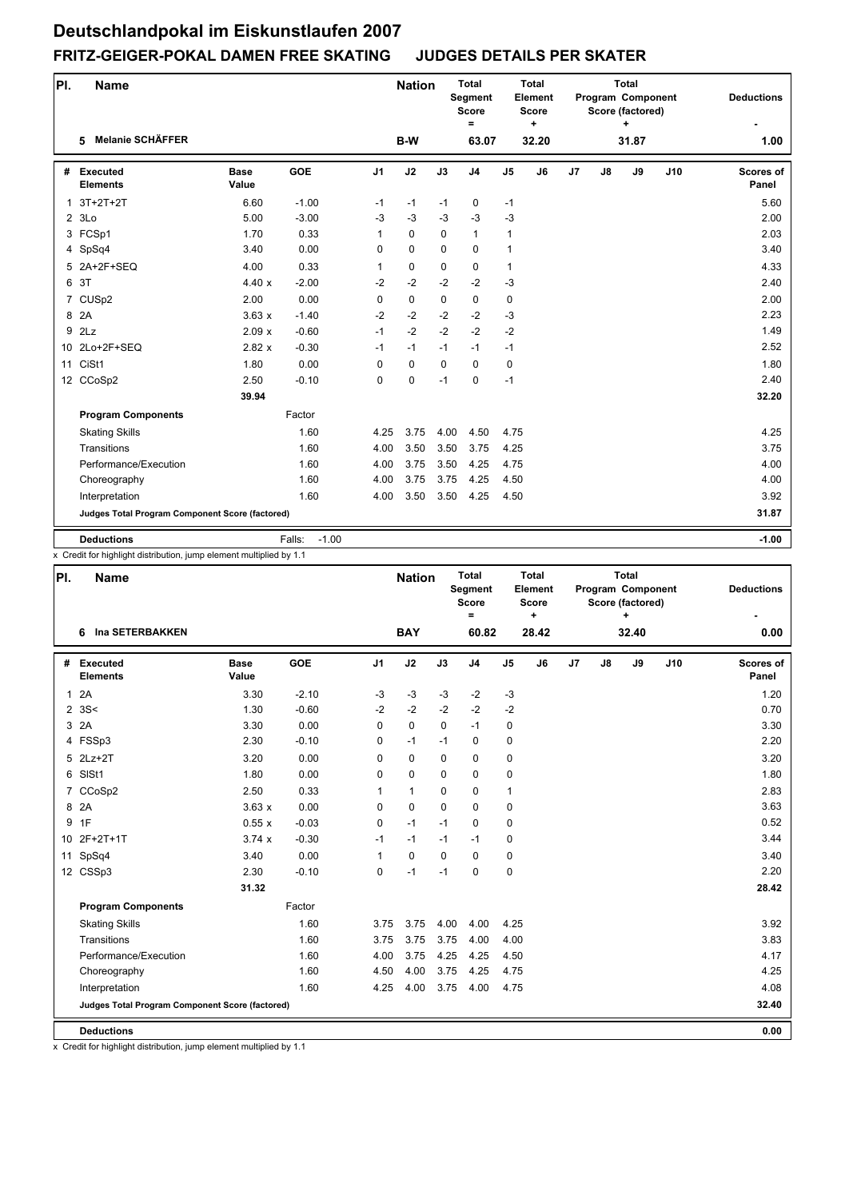# Deutschlandpokal im Eiskunstlaufen 2007

## FRITZ-GEIGER-POKAL DAMEN FREE SKATING JUDGES DETAILS PER SKATER

| Pl. | Name | Nation | Total Segment Score = | Total Element Score + | Total Program Component Score (factored) + | Deductions - |
|---|---|---|---|---|---|---|
| 5 | Melanie SCHÄFFER | B-W | 63.07 | 32.20 | 31.87 | 1.00 |

| # | Executed Elements | Base Value | GOE | J1 | J2 | J3 | J4 | J5 | J6 | J7 | J8 | J9 | J10 | Scores of Panel |
|---|---|---|---|---|---|---|---|---|---|---|---|---|---|---|
| 1 | 3T+2T+2T | 6.60 | -1.00 | -1 | -1 | -1 | 0 | -1 | | | | | | 5.60 |
| 2 | 3Lo | 5.00 | -3.00 | -3 | -3 | -3 | -3 | -3 | | | | | | 2.00 |
| 3 | FCSp1 | 1.70 | 0.33 | 1 | 0 | 0 | 1 | 1 | | | | | | 2.03 |
| 4 | SpSq4 | 3.40 | 0.00 | 0 | 0 | 0 | 0 | 1 | | | | | | 3.40 |
| 5 | 2A+2F+SEQ | 4.00 | 0.33 | 1 | 0 | 0 | 0 | 1 | | | | | | 4.33 |
| 6 | 3T | 4.40 x | -2.00 | -2 | -2 | -2 | -2 | -3 | | | | | | 2.40 |
| 7 | CUSp2 | 2.00 | 0.00 | 0 | 0 | 0 | 0 | 0 | | | | | | 2.00 |
| 8 | 2A | 3.63 x | -1.40 | -2 | -2 | -2 | -2 | -3 | | | | | | 2.23 |
| 9 | 2Lz | 2.09 x | -0.60 | -1 | -2 | -2 | -2 | -2 | | | | | | 1.49 |
| 10 | 2Lo+2F+SEQ | 2.82 x | -0.30 | -1 | -1 | -1 | -1 | -1 | | | | | | 2.52 |
| 11 | CiSt1 | 1.80 | 0.00 | 0 | 0 | 0 | 0 | 0 | | | | | | 1.80 |
| 12 | CCoSp2 | 2.50 | -0.10 | 0 | 0 | -1 | 0 | -1 | | | | | | 2.40 |
| | | 39.94 | | | | | | | | | | | | 32.20 |
| | **Program Components** | | Factor | | | | | | | | | | | |
| | Skating Skills | | 1.60 | 4.25 | 3.75 | 4.00 | 4.50 | 4.75 | | | | | | 4.25 |
| | Transitions | | 1.60 | 4.00 | 3.50 | 3.50 | 3.75 | 4.25 | | | | | | 3.75 |
| | Performance/Execution | | 1.60 | 4.00 | 3.75 | 3.50 | 4.25 | 4.75 | | | | | | 4.00 |
| | Choreography | | 1.60 | 4.00 | 3.75 | 3.75 | 4.25 | 4.50 | | | | | | 4.00 |
| | Interpretation | | 1.60 | 4.00 | 3.50 | 3.50 | 4.25 | 4.50 | | | | | | 3.92 |
| | **Judges Total Program Component Score (factored)** | | | | | | | | | | | | | 31.87 |
| | **Deductions** | | Falls: -1.00 | | | | | | | | | | | -1.00 |

x Credit for highlight distribution, jump element multiplied by 1.1

| Pl. | Name | Nation | Total Segment Score = | Total Element Score + | Total Program Component Score (factored) + | Deductions - |
|---|---|---|---|---|---|---|
| 6 | Ina SETERBAKKEN | BAY | 60.82 | 28.42 | 32.40 | 0.00 |

| # | Executed Elements | Base Value | GOE | J1 | J2 | J3 | J4 | J5 | J6 | J7 | J8 | J9 | J10 | Scores of Panel |
|---|---|---|---|---|---|---|---|---|---|---|---|---|---|---|
| 1 | 2A | 3.30 | -2.10 | -3 | -3 | -3 | -2 | -3 | | | | | | 1.20 |
| 2 | 3S< | 1.30 | -0.60 | -2 | -2 | -2 | -2 | -2 | | | | | | 0.70 |
| 3 | 2A | 3.30 | 0.00 | 0 | 0 | 0 | -1 | 0 | | | | | | 3.30 |
| 4 | FSSp3 | 2.30 | -0.10 | 0 | -1 | -1 | 0 | 0 | | | | | | 2.20 |
| 5 | 2Lz+2T | 3.20 | 0.00 | 0 | 0 | 0 | 0 | 0 | | | | | | 3.20 |
| 6 | SlSt1 | 1.80 | 0.00 | 0 | 0 | 0 | 0 | 0 | | | | | | 1.80 |
| 7 | CCoSp2 | 2.50 | 0.33 | 1 | 1 | 0 | 0 | 1 | | | | | | 2.83 |
| 8 | 2A | 3.63 x | 0.00 | 0 | 0 | 0 | 0 | 0 | | | | | | 3.63 |
| 9 | 1F | 0.55 x | -0.03 | 0 | -1 | -1 | 0 | 0 | | | | | | 0.52 |
| 10 | 2F+2T+1T | 3.74 x | -0.30 | -1 | -1 | -1 | -1 | 0 | | | | | | 3.44 |
| 11 | SpSq4 | 3.40 | 0.00 | 1 | 0 | 0 | 0 | 0 | | | | | | 3.40 |
| 12 | CSSp3 | 2.30 | -0.10 | 0 | -1 | -1 | 0 | 0 | | | | | | 2.20 |
| | | 31.32 | | | | | | | | | | | | 28.42 |
| | **Program Components** | | Factor | | | | | | | | | | | |
| | Skating Skills | | 1.60 | 3.75 | 3.75 | 4.00 | 4.00 | 4.25 | | | | | | 3.92 |
| | Transitions | | 1.60 | 3.75 | 3.75 | 3.75 | 4.00 | 4.00 | | | | | | 3.83 |
| | Performance/Execution | | 1.60 | 4.00 | 3.75 | 4.25 | 4.25 | 4.50 | | | | | | 4.17 |
| | Choreography | | 1.60 | 4.50 | 4.00 | 3.75 | 4.25 | 4.75 | | | | | | 4.25 |
| | Interpretation | | 1.60 | 4.25 | 4.00 | 3.75 | 4.00 | 4.75 | | | | | | 4.08 |
| | **Judges Total Program Component Score (factored)** | | | | | | | | | | | | | 32.40 |
| | **Deductions** | | | | | | | | | | | | | 0.00 |

x Credit for highlight distribution, jump element multiplied by 1.1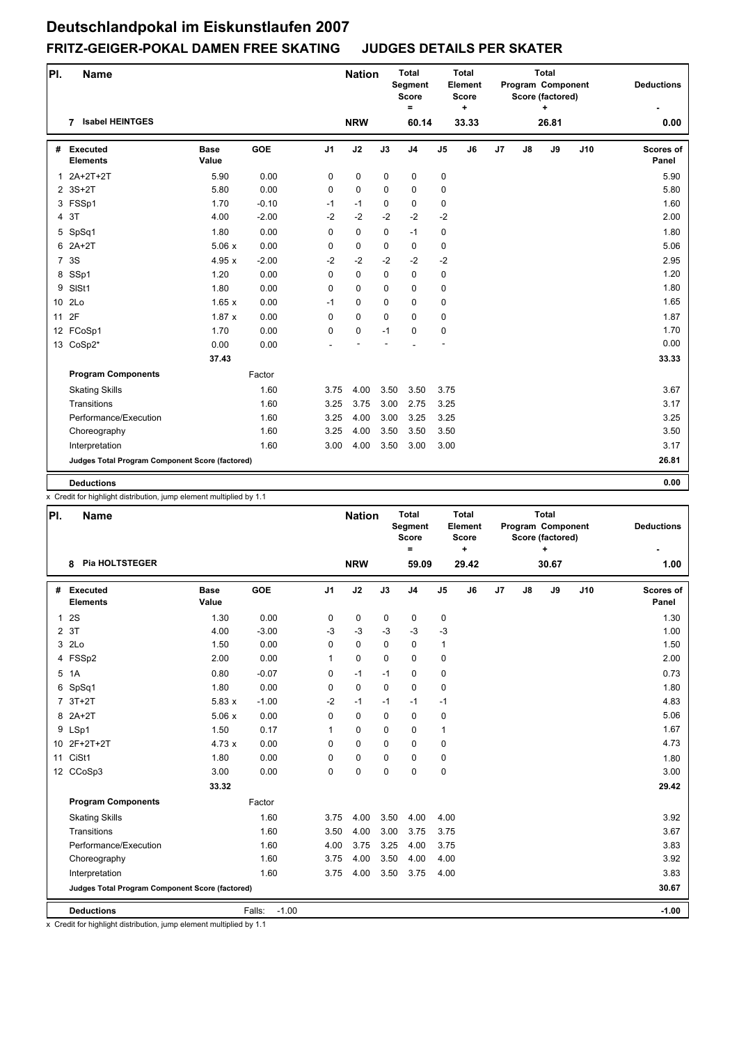# Deutschlandpokal im Eiskunstlaufen 2007

## FRITZ-GEIGER-POKAL DAMEN FREE SKATING JUDGES DETAILS PER SKATER

| Pl. | Name | | | Nation | Total Segment Score = | Total Element Score + | Total Program Component Score (factored) + | Deductions - |
|---|---|---|---|---|---|---|---|---|
| 7 | Isabel HEINTGES | | | NRW | 60.14 | 33.33 | 26.81 | 0.00 |

| # | Executed Elements | Base Value | GOE | J1 | J2 | J3 | J4 | J5 | J6 | J7 | J8 | J9 | J10 | Scores of Panel |
|---|---|---|---|---|---|---|---|---|---|---|---|---|---|---|
| 1 | 2A+2T+2T | 5.90 | 0.00 | 0 | 0 | 0 | 0 | 0 | | | | | | 5.90 |
| 2 | 3S+2T | 5.80 | 0.00 | 0 | 0 | 0 | 0 | 0 | | | | | | 5.80 |
| 3 | FSSp1 | 1.70 | -0.10 | -1 | -1 | 0 | 0 | 0 | | | | | | 1.60 |
| 4 | 3T | 4.00 | -2.00 | -2 | -2 | -2 | -2 | -2 | | | | | | 2.00 |
| 5 | SpSq1 | 1.80 | 0.00 | 0 | 0 | 0 | -1 | 0 | | | | | | 1.80 |
| 6 | 2A+2T | 5.06 x | 0.00 | 0 | 0 | 0 | 0 | 0 | | | | | | 5.06 |
| 7 | 3S | 4.95 x | -2.00 | -2 | -2 | -2 | -2 | -2 | | | | | | 2.95 |
| 8 | SSp1 | 1.20 | 0.00 | 0 | 0 | 0 | 0 | 0 | | | | | | 1.20 |
| 9 | SlSt1 | 1.80 | 0.00 | 0 | 0 | 0 | 0 | 0 | | | | | | 1.80 |
| 10 | 2Lo | 1.65 x | 0.00 | -1 | 0 | 0 | 0 | 0 | | | | | | 1.65 |
| 11 | 2F | 1.87 x | 0.00 | 0 | 0 | 0 | 0 | 0 | | | | | | 1.87 |
| 12 | FCoSp1 | 1.70 | 0.00 | 0 | 0 | -1 | 0 | 0 | | | | | | 1.70 |
| 13 | CoSp2* | 0.00 | 0.00 | - | - | - | - | - | | | | | | 0.00 |
| | | 37.43 | | | | | | | | | | | | 33.33 |
| | **Program Components** | | Factor | | | | | | | | | | | |
| | Skating Skills | | 1.60 | 3.75 | 4.00 | 3.50 | 3.50 | 3.75 | | | | | | 3.67 |
| | Transitions | | 1.60 | 3.25 | 3.75 | 3.00 | 2.75 | 3.25 | | | | | | 3.17 |
| | Performance/Execution | | 1.60 | 3.25 | 4.00 | 3.00 | 3.25 | 3.25 | | | | | | 3.25 |
| | Choreography | | 1.60 | 3.25 | 4.00 | 3.50 | 3.50 | 3.50 | | | | | | 3.50 |
| | Interpretation | | 1.60 | 3.00 | 4.00 | 3.50 | 3.00 | 3.00 | | | | | | 3.17 |
| | **Judges Total Program Component Score (factored)** | | | | | | | | | | | | | 26.81 |
| | **Deductions** | | | | | | | | | | | | | 0.00 |

x Credit for highlight distribution, jump element multiplied by 1.1

| Pl. | Name | | | Nation | Total Segment Score = | Total Element Score + | Total Program Component Score (factored) + | Deductions - |
|---|---|---|---|---|---|---|---|---|
| 8 | Pia HOLTSTEGER | | | NRW | 59.09 | 29.42 | 30.67 | 1.00 |

| # | Executed Elements | Base Value | GOE | J1 | J2 | J3 | J4 | J5 | J6 | J7 | J8 | J9 | J10 | Scores of Panel |
|---|---|---|---|---|---|---|---|---|---|---|---|---|---|---|
| 1 | 2S | 1.30 | 0.00 | 0 | 0 | 0 | 0 | 0 | | | | | | 1.30 |
| 2 | 3T | 4.00 | -3.00 | -3 | -3 | -3 | -3 | -3 | | | | | | 1.00 |
| 3 | 2Lo | 1.50 | 0.00 | 0 | 0 | 0 | 0 | 1 | | | | | | 1.50 |
| 4 | FSSp2 | 2.00 | 0.00 | 1 | 0 | 0 | 0 | 0 | | | | | | 2.00 |
| 5 | 1A | 0.80 | -0.07 | 0 | -1 | -1 | 0 | 0 | | | | | | 0.73 |
| 6 | SpSq1 | 1.80 | 0.00 | 0 | 0 | 0 | 0 | 0 | | | | | | 1.80 |
| 7 | 3T+2T | 5.83 x | -1.00 | -2 | -1 | -1 | -1 | -1 | | | | | | 4.83 |
| 8 | 2A+2T | 5.06 x | 0.00 | 0 | 0 | 0 | 0 | 0 | | | | | | 5.06 |
| 9 | LSp1 | 1.50 | 0.17 | 1 | 0 | 0 | 0 | 1 | | | | | | 1.67 |
| 10 | 2F+2T+2T | 4.73 x | 0.00 | 0 | 0 | 0 | 0 | 0 | | | | | | 4.73 |
| 11 | CiSt1 | 1.80 | 0.00 | 0 | 0 | 0 | 0 | 0 | | | | | | 1.80 |
| 12 | CCoSp3 | 3.00 | 0.00 | 0 | 0 | 0 | 0 | 0 | | | | | | 3.00 |
| | | 33.32 | | | | | | | | | | | | 29.42 |
| | **Program Components** | | Factor | | | | | | | | | | | |
| | Skating Skills | | 1.60 | 3.75 | 4.00 | 3.50 | 4.00 | 4.00 | | | | | | 3.92 |
| | Transitions | | 1.60 | 3.50 | 4.00 | 3.00 | 3.75 | 3.75 | | | | | | 3.67 |
| | Performance/Execution | | 1.60 | 4.00 | 3.75 | 3.25 | 4.00 | 3.75 | | | | | | 3.83 |
| | Choreography | | 1.60 | 3.75 | 4.00 | 3.50 | 4.00 | 4.00 | | | | | | 3.92 |
| | Interpretation | | 1.60 | 3.75 | 4.00 | 3.50 | 3.75 | 4.00 | | | | | | 3.83 |
| | **Judges Total Program Component Score (factored)** | | | | | | | | | | | | | 30.67 |
| | **Deductions** | | Falls: -1.00 | | | | | | | | | | | -1.00 |

x Credit for highlight distribution, jump element multiplied by 1.1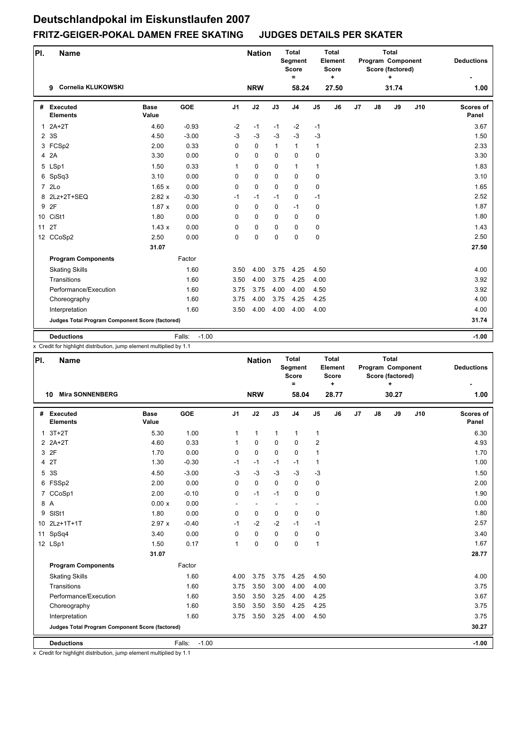# Deutschlandpokal im Eiskunstlaufen 2007

## FRITZ-GEIGER-POKAL DAMEN FREE SKATING JUDGES DETAILS PER SKATER

| Pl. | Name | Nation | Total Segment Score = | Total Element Score + | Total Program Component Score (factored) + | Deductions - |
|---|---|---|---|---|---|---|
| 9 | Cornelia KLUKOWSKI | NRW | 58.24 | 27.50 | 31.74 | 1.00 |

| # | Executed Elements | Base Value | GOE | J1 | J2 | J3 | J4 | J5 | J6 | J7 | J8 | J9 | J10 | Scores of Panel |
|---|---|---|---|---|---|---|---|---|---|---|---|---|---|---|
| 1 | 2A+2T | 4.60 | -0.93 | -2 | -1 | -1 | -2 | -1 | | | | | | 3.67 |
| 2 | 3S | 4.50 | -3.00 | -3 | -3 | -3 | -3 | -3 | | | | | | 1.50 |
| 3 | FCSp2 | 2.00 | 0.33 | 0 | 0 | 1 | 1 | 1 | | | | | | 2.33 |
| 4 | 2A | 3.30 | 0.00 | 0 | 0 | 0 | 0 | 0 | | | | | | 3.30 |
| 5 | LSp1 | 1.50 | 0.33 | 1 | 0 | 0 | 1 | 1 | | | | | | 1.83 |
| 6 | SpSq3 | 3.10 | 0.00 | 0 | 0 | 0 | 0 | 0 | | | | | | 3.10 |
| 7 | 2Lo | 1.65 x | 0.00 | 0 | 0 | 0 | 0 | 0 | | | | | | 1.65 |
| 8 | 2Lz+2T+SEQ | 2.82 x | -0.30 | -1 | -1 | -1 | 0 | -1 | | | | | | 2.52 |
| 9 | 2F | 1.87 x | 0.00 | 0 | 0 | 0 | -1 | 0 | | | | | | 1.87 |
| 10 | CiSt1 | 1.80 | 0.00 | 0 | 0 | 0 | 0 | 0 | | | | | | 1.80 |
| 11 | 2T | 1.43 x | 0.00 | 0 | 0 | 0 | 0 | 0 | | | | | | 1.43 |
| 12 | CCoSp2 | 2.50 | 0.00 | 0 | 0 | 0 | 0 | 0 | | | | | | 2.50 |
| | | 31.07 | | | | | | | | | | | | 27.50 |
| | **Program Components** | | Factor | | | | | | | | | | | |
| | Skating Skills | | 1.60 | 3.50 | 4.00 | 3.75 | 4.25 | 4.50 | | | | | | 4.00 |
| | Transitions | | 1.60 | 3.50 | 4.00 | 3.75 | 4.25 | 4.00 | | | | | | 3.92 |
| | Performance/Execution | | 1.60 | 3.75 | 3.75 | 4.00 | 4.00 | 4.50 | | | | | | 3.92 |
| | Choreography | | 1.60 | 3.75 | 4.00 | 3.75 | 4.25 | 4.25 | | | | | | 4.00 |
| | Interpretation | | 1.60 | 3.50 | 4.00 | 4.00 | 4.00 | 4.00 | | | | | | 4.00 |
| | **Judges Total Program Component Score (factored)** | | | | | | | | | | | | | 31.74 |
| | **Deductions** | | Falls: -1.00 | | | | | | | | | | | -1.00 |

x Credit for highlight distribution, jump element multiplied by 1.1

| Pl. | Name | Nation | Total Segment Score = | Total Element Score + | Total Program Component Score (factored) + | Deductions - |
|---|---|---|---|---|---|---|
| 10 | Mira SONNENBERG | NRW | 58.04 | 28.77 | 30.27 | 1.00 |

| # | Executed Elements | Base Value | GOE | J1 | J2 | J3 | J4 | J5 | J6 | J7 | J8 | J9 | J10 | Scores of Panel |
|---|---|---|---|---|---|---|---|---|---|---|---|---|---|---|
| 1 | 3T+2T | 5.30 | 1.00 | 1 | 1 | 1 | 1 | 1 | | | | | | 6.30 |
| 2 | 2A+2T | 4.60 | 0.33 | 1 | 0 | 0 | 0 | 2 | | | | | | 4.93 |
| 3 | 2F | 1.70 | 0.00 | 0 | 0 | 0 | 0 | 1 | | | | | | 1.70 |
| 4 | 2T | 1.30 | -0.30 | -1 | -1 | -1 | -1 | 1 | | | | | | 1.00 |
| 5 | 3S | 4.50 | -3.00 | -3 | -3 | -3 | -3 | -3 | | | | | | 1.50 |
| 6 | FSSp2 | 2.00 | 0.00 | 0 | 0 | 0 | 0 | 0 | | | | | | 2.00 |
| 7 | CCoSp1 | 2.00 | -0.10 | 0 | -1 | -1 | 0 | 0 | | | | | | 1.90 |
| 8 | A | 0.00 x | 0.00 | - | - | - | - | - | | | | | | 0.00 |
| 9 | SlSt1 | 1.80 | 0.00 | 0 | 0 | 0 | 0 | 0 | | | | | | 1.80 |
| 10 | 2Lz+1T+1T | 2.97 x | -0.40 | -1 | -2 | -2 | -1 | -1 | | | | | | 2.57 |
| 11 | SpSq4 | 3.40 | 0.00 | 0 | 0 | 0 | 0 | 0 | | | | | | 3.40 |
| 12 | LSp1 | 1.50 | 0.17 | 1 | 0 | 0 | 0 | 1 | | | | | | 1.67 |
| | | 31.07 | | | | | | | | | | | | 28.77 |
| | **Program Components** | | Factor | | | | | | | | | | | |
| | Skating Skills | | 1.60 | 4.00 | 3.75 | 3.75 | 4.25 | 4.50 | | | | | | 4.00 |
| | Transitions | | 1.60 | 3.75 | 3.50 | 3.00 | 4.00 | 4.00 | | | | | | 3.75 |
| | Performance/Execution | | 1.60 | 3.50 | 3.50 | 3.25 | 4.00 | 4.25 | | | | | | 3.67 |
| | Choreography | | 1.60 | 3.50 | 3.50 | 3.50 | 4.25 | 4.25 | | | | | | 3.75 |
| | Interpretation | | 1.60 | 3.75 | 3.50 | 3.25 | 4.00 | 4.50 | | | | | | 3.75 |
| | **Judges Total Program Component Score (factored)** | | | | | | | | | | | | | 30.27 |
| | **Deductions** | | Falls: -1.00 | | | | | | | | | | | -1.00 |

x Credit for highlight distribution, jump element multiplied by 1.1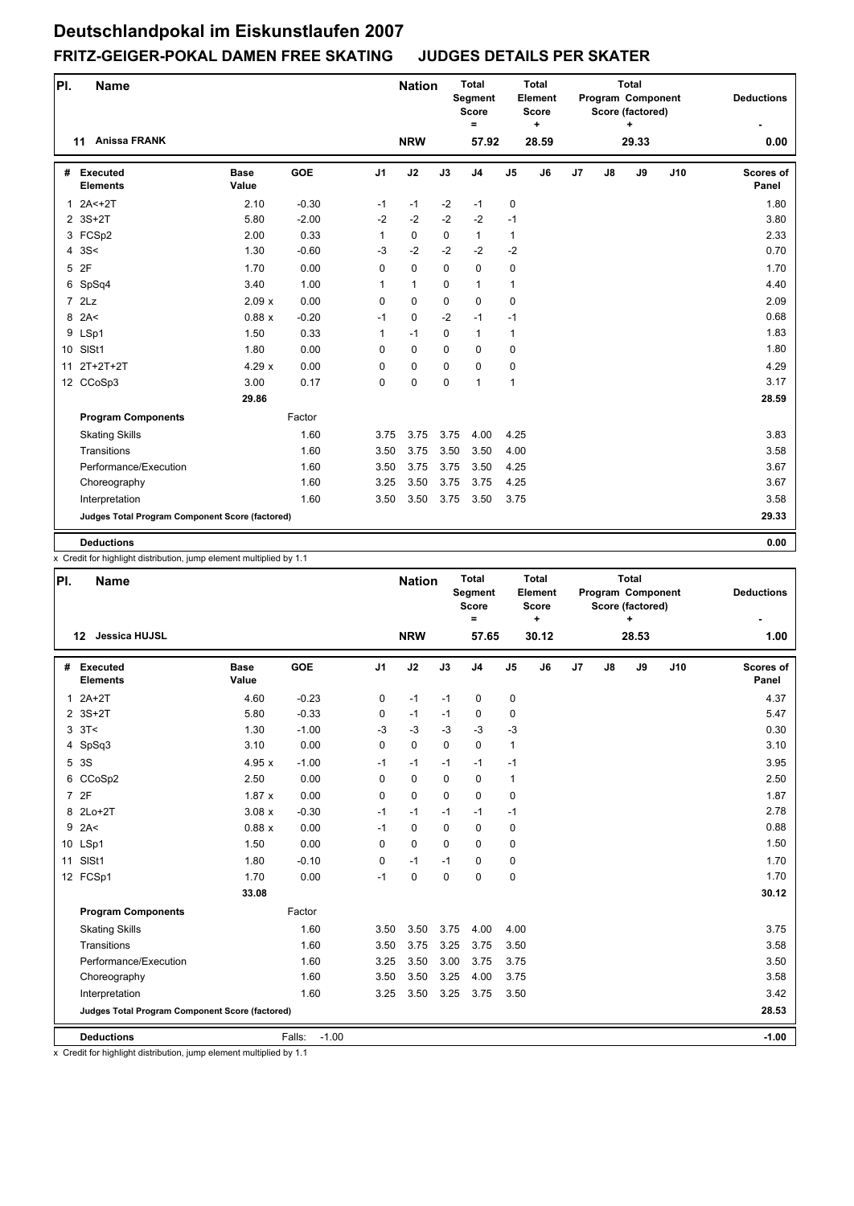# Deutschlandpokal im Eiskunstlaufen 2007

## FRITZ-GEIGER-POKAL DAMEN FREE SKATING JUDGES DETAILS PER SKATER

| Pl. | Name | Nation | Total Segment Score = | Total Element Score + | Total Program Component Score (factored) + | Deductions - |
|---|---|---|---|---|---|---|
| 11 | Anissa FRANK | NRW | 57.92 | 28.59 | 29.33 | 0.00 |

| # | Executed Elements | Base Value | GOE | J1 | J2 | J3 | J4 | J5 | J6 | J7 | J8 | J9 | J10 | Scores of Panel |
|---|---|---|---|---|---|---|---|---|---|---|---|---|---|---|
| 1 | 2A<+2T | 2.10 | -0.30 | -1 | -1 | -2 | -1 | 0 | | | | | | 1.80 |
| 2 | 3S+2T | 5.80 | -2.00 | -2 | -2 | -2 | -2 | -1 | | | | | | 3.80 |
| 3 | FCSp2 | 2.00 | 0.33 | 1 | 0 | 0 | 1 | 1 | | | | | | 2.33 |
| 4 | 3S< | 1.30 | -0.60 | -3 | -2 | -2 | -2 | -2 | | | | | | 0.70 |
| 5 | 2F | 1.70 | 0.00 | 0 | 0 | 0 | 0 | 0 | | | | | | 1.70 |
| 6 | SpSq4 | 3.40 | 1.00 | 1 | 1 | 0 | 1 | 1 | | | | | | 4.40 |
| 7 | 2Lz | 2.09 x | 0.00 | 0 | 0 | 0 | 0 | 0 | | | | | | 2.09 |
| 8 | 2A< | 0.88 x | -0.20 | -1 | 0 | -2 | -1 | -1 | | | | | | 0.68 |
| 9 | LSp1 | 1.50 | 0.33 | 1 | -1 | 0 | 1 | 1 | | | | | | 1.83 |
| 10 | SlSt1 | 1.80 | 0.00 | 0 | 0 | 0 | 0 | 0 | | | | | | 1.80 |
| 11 | 2T+2T+2T | 4.29 x | 0.00 | 0 | 0 | 0 | 0 | 0 | | | | | | 4.29 |
| 12 | CCoSp3 | 3.00 | 0.17 | 0 | 0 | 0 | 1 | 1 | | | | | | 3.17 |
| | | 29.86 | | | | | | | | | | | | 28.59 |
| | **Program Components** | | Factor | | | | | | | | | | | |
| | Skating Skills | | 1.60 | 3.75 | 3.75 | 3.75 | 4.00 | 4.25 | | | | | | 3.83 |
| | Transitions | | 1.60 | 3.50 | 3.75 | 3.50 | 3.50 | 4.00 | | | | | | 3.58 |
| | Performance/Execution | | 1.60 | 3.50 | 3.75 | 3.75 | 3.50 | 4.25 | | | | | | 3.67 |
| | Choreography | | 1.60 | 3.25 | 3.50 | 3.75 | 3.75 | 4.25 | | | | | | 3.67 |
| | Interpretation | | 1.60 | 3.50 | 3.50 | 3.75 | 3.50 | 3.75 | | | | | | 3.58 |
| | **Judges Total Program Component Score (factored)** | | | | | | | | | | | | | 29.33 |
| | **Deductions** | | | | | | | | | | | | | 0.00 |

x Credit for highlight distribution, jump element multiplied by 1.1

| Pl. | Name | Nation | Total Segment Score = | Total Element Score + | Total Program Component Score (factored) + | Deductions - |
|---|---|---|---|---|---|---|
| 12 | Jessica HUJSL | NRW | 57.65 | 30.12 | 28.53 | 1.00 |

| # | Executed Elements | Base Value | GOE | J1 | J2 | J3 | J4 | J5 | J6 | J7 | J8 | J9 | J10 | Scores of Panel |
|---|---|---|---|---|---|---|---|---|---|---|---|---|---|---|
| 1 | 2A+2T | 4.60 | -0.23 | 0 | -1 | -1 | 0 | 0 | | | | | | 4.37 |
| 2 | 3S+2T | 5.80 | -0.33 | 0 | -1 | -1 | 0 | 0 | | | | | | 5.47 |
| 3 | 3T< | 1.30 | -1.00 | -3 | -3 | -3 | -3 | -3 | | | | | | 0.30 |
| 4 | SpSq3 | 3.10 | 0.00 | 0 | 0 | 0 | 0 | 1 | | | | | | 3.10 |
| 5 | 3S | 4.95 x | -1.00 | -1 | -1 | -1 | -1 | -1 | | | | | | 3.95 |
| 6 | CCoSp2 | 2.50 | 0.00 | 0 | 0 | 0 | 0 | 1 | | | | | | 2.50 |
| 7 | 2F | 1.87 x | 0.00 | 0 | 0 | 0 | 0 | 0 | | | | | | 1.87 |
| 8 | 2Lo+2T | 3.08 x | -0.30 | -1 | -1 | -1 | -1 | -1 | | | | | | 2.78 |
| 9 | 2A< | 0.88 x | 0.00 | -1 | 0 | 0 | 0 | 0 | | | | | | 0.88 |
| 10 | LSp1 | 1.50 | 0.00 | 0 | 0 | 0 | 0 | 0 | | | | | | 1.50 |
| 11 | SlSt1 | 1.80 | -0.10 | 0 | -1 | -1 | 0 | 0 | | | | | | 1.70 |
| 12 | FCSp1 | 1.70 | 0.00 | -1 | 0 | 0 | 0 | 0 | | | | | | 1.70 |
| | | 33.08 | | | | | | | | | | | | 30.12 |
| | **Program Components** | | Factor | | | | | | | | | | | |
| | Skating Skills | | 1.60 | 3.50 | 3.50 | 3.75 | 4.00 | 4.00 | | | | | | 3.75 |
| | Transitions | | 1.60 | 3.50 | 3.75 | 3.25 | 3.75 | 3.50 | | | | | | 3.58 |
| | Performance/Execution | | 1.60 | 3.25 | 3.50 | 3.00 | 3.75 | 3.75 | | | | | | 3.50 |
| | Choreography | | 1.60 | 3.50 | 3.50 | 3.25 | 4.00 | 3.75 | | | | | | 3.58 |
| | Interpretation | | 1.60 | 3.25 | 3.50 | 3.25 | 3.75 | 3.50 | | | | | | 3.42 |
| | **Judges Total Program Component Score (factored)** | | | | | | | | | | | | | 28.53 |
| | **Deductions** | | Falls: -1.00 | | | | | | | | | | | -1.00 |

x Credit for highlight distribution, jump element multiplied by 1.1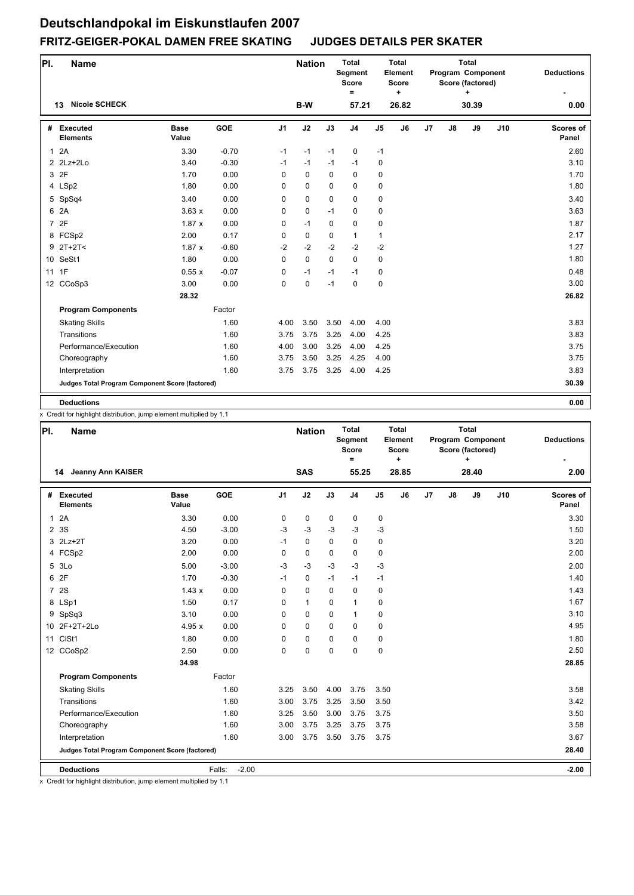# Deutschlandpokal im Eiskunstlaufen 2007

## FRITZ-GEIGER-POKAL DAMEN FREE SKATING JUDGES DETAILS PER SKATER

| Pl. | Name | Nation | Total Segment Score = | Total Element Score + | Total Program Component Score (factored) + | Deductions - |
|---|---|---|---|---|---|---|
| 13 | Nicole SCHECK | B-W | 57.21 | 26.82 | 30.39 | 0.00 |

| # | Executed Elements | Base Value | GOE | J1 | J2 | J3 | J4 | J5 | J6 | J7 | J8 | J9 | J10 | Scores of Panel |
|---|---|---|---|---|---|---|---|---|---|---|---|---|---|---|
| 1 | 2A | 3.30 | -0.70 | -1 | -1 | -1 | 0 | -1 | | | | | | 2.60 |
| 2 | 2Lz+2Lo | 3.40 | -0.30 | -1 | -1 | -1 | -1 | 0 | | | | | | 3.10 |
| 3 | 2F | 1.70 | 0.00 | 0 | 0 | 0 | 0 | 0 | | | | | | 1.70 |
| 4 | LSp2 | 1.80 | 0.00 | 0 | 0 | 0 | 0 | 0 | | | | | | 1.80 |
| 5 | SpSq4 | 3.40 | 0.00 | 0 | 0 | 0 | 0 | 0 | | | | | | 3.40 |
| 6 | 2A | 3.63 x | 0.00 | 0 | 0 | -1 | 0 | 0 | | | | | | 3.63 |
| 7 | 2F | 1.87 x | 0.00 | 0 | -1 | 0 | 0 | 0 | | | | | | 1.87 |
| 8 | FCSp2 | 2.00 | 0.17 | 0 | 0 | 0 | 1 | 1 | | | | | | 2.17 |
| 9 | 2T+2T< | 1.87 x | -0.60 | -2 | -2 | -2 | -2 | -2 | | | | | | 1.27 |
| 10 | SeSt1 | 1.80 | 0.00 | 0 | 0 | 0 | 0 | 0 | | | | | | 1.80 |
| 11 | 1F | 0.55 x | -0.07 | 0 | -1 | -1 | -1 | 0 | | | | | | 0.48 |
| 12 | CCoSp3 | 3.00 | 0.00 | 0 | 0 | -1 | 0 | 0 | | | | | | 3.00 |
| | | 28.32 | | | | | | | | | | | | 26.82 |
| | **Program Components** | | Factor | | | | | | | | | | | |
| | Skating Skills | | 1.60 | 4.00 | 3.50 | 3.50 | 4.00 | 4.00 | | | | | | 3.83 |
| | Transitions | | 1.60 | 3.75 | 3.75 | 3.25 | 4.00 | 4.25 | | | | | | 3.83 |
| | Performance/Execution | | 1.60 | 4.00 | 3.00 | 3.25 | 4.00 | 4.25 | | | | | | 3.75 |
| | Choreography | | 1.60 | 3.75 | 3.50 | 3.25 | 4.25 | 4.00 | | | | | | 3.75 |
| | Interpretation | | 1.60 | 3.75 | 3.75 | 3.25 | 4.00 | 4.25 | | | | | | 3.83 |
| | **Judges Total Program Component Score (factored)** | | | | | | | | | | | | | 30.39 |
| | **Deductions** | | | | | | | | | | | | | 0.00 |

x Credit for highlight distribution, jump element multiplied by 1.1

| Pl. | Name | Nation | Total Segment Score = | Total Element Score + | Total Program Component Score (factored) + | Deductions - |
|---|---|---|---|---|---|---|
| 14 | Jeanny Ann KAISER | SAS | 55.25 | 28.85 | 28.40 | 2.00 |

| # | Executed Elements | Base Value | GOE | J1 | J2 | J3 | J4 | J5 | J6 | J7 | J8 | J9 | J10 | Scores of Panel |
|---|---|---|---|---|---|---|---|---|---|---|---|---|---|---|
| 1 | 2A | 3.30 | 0.00 | 0 | 0 | 0 | 0 | 0 | | | | | | 3.30 |
| 2 | 3S | 4.50 | -3.00 | -3 | -3 | -3 | -3 | -3 | | | | | | 1.50 |
| 3 | 2Lz+2T | 3.20 | 0.00 | -1 | 0 | 0 | 0 | 0 | | | | | | 3.20 |
| 4 | FCSp2 | 2.00 | 0.00 | 0 | 0 | 0 | 0 | 0 | | | | | | 2.00 |
| 5 | 3Lo | 5.00 | -3.00 | -3 | -3 | -3 | -3 | -3 | | | | | | 2.00 |
| 6 | 2F | 1.70 | -0.30 | -1 | 0 | -1 | -1 | -1 | | | | | | 1.40 |
| 7 | 2S | 1.43 x | 0.00 | 0 | 0 | 0 | 0 | 0 | | | | | | 1.43 |
| 8 | LSp1 | 1.50 | 0.17 | 0 | 1 | 0 | 1 | 0 | | | | | | 1.67 |
| 9 | SpSq3 | 3.10 | 0.00 | 0 | 0 | 0 | 1 | 0 | | | | | | 3.10 |
| 10 | 2F+2T+2Lo | 4.95 x | 0.00 | 0 | 0 | 0 | 0 | 0 | | | | | | 4.95 |
| 11 | CiSt1 | 1.80 | 0.00 | 0 | 0 | 0 | 0 | 0 | | | | | | 1.80 |
| 12 | CCoSp2 | 2.50 | 0.00 | 0 | 0 | 0 | 0 | 0 | | | | | | 2.50 |
| | | 34.98 | | | | | | | | | | | | 28.85 |
| | **Program Components** | | Factor | | | | | | | | | | | |
| | Skating Skills | | 1.60 | 3.25 | 3.50 | 4.00 | 3.75 | 3.50 | | | | | | 3.58 |
| | Transitions | | 1.60 | 3.00 | 3.75 | 3.25 | 3.50 | 3.50 | | | | | | 3.42 |
| | Performance/Execution | | 1.60 | 3.25 | 3.50 | 3.00 | 3.75 | 3.75 | | | | | | 3.50 |
| | Choreography | | 1.60 | 3.00 | 3.75 | 3.25 | 3.75 | 3.75 | | | | | | 3.58 |
| | Interpretation | | 1.60 | 3.00 | 3.75 | 3.50 | 3.75 | 3.75 | | | | | | 3.67 |
| | **Judges Total Program Component Score (factored)** | | | | | | | | | | | | | 28.40 |
| | **Deductions** | | Falls: -2.00 | | | | | | | | | | | -2.00 |

x Credit for highlight distribution, jump element multiplied by 1.1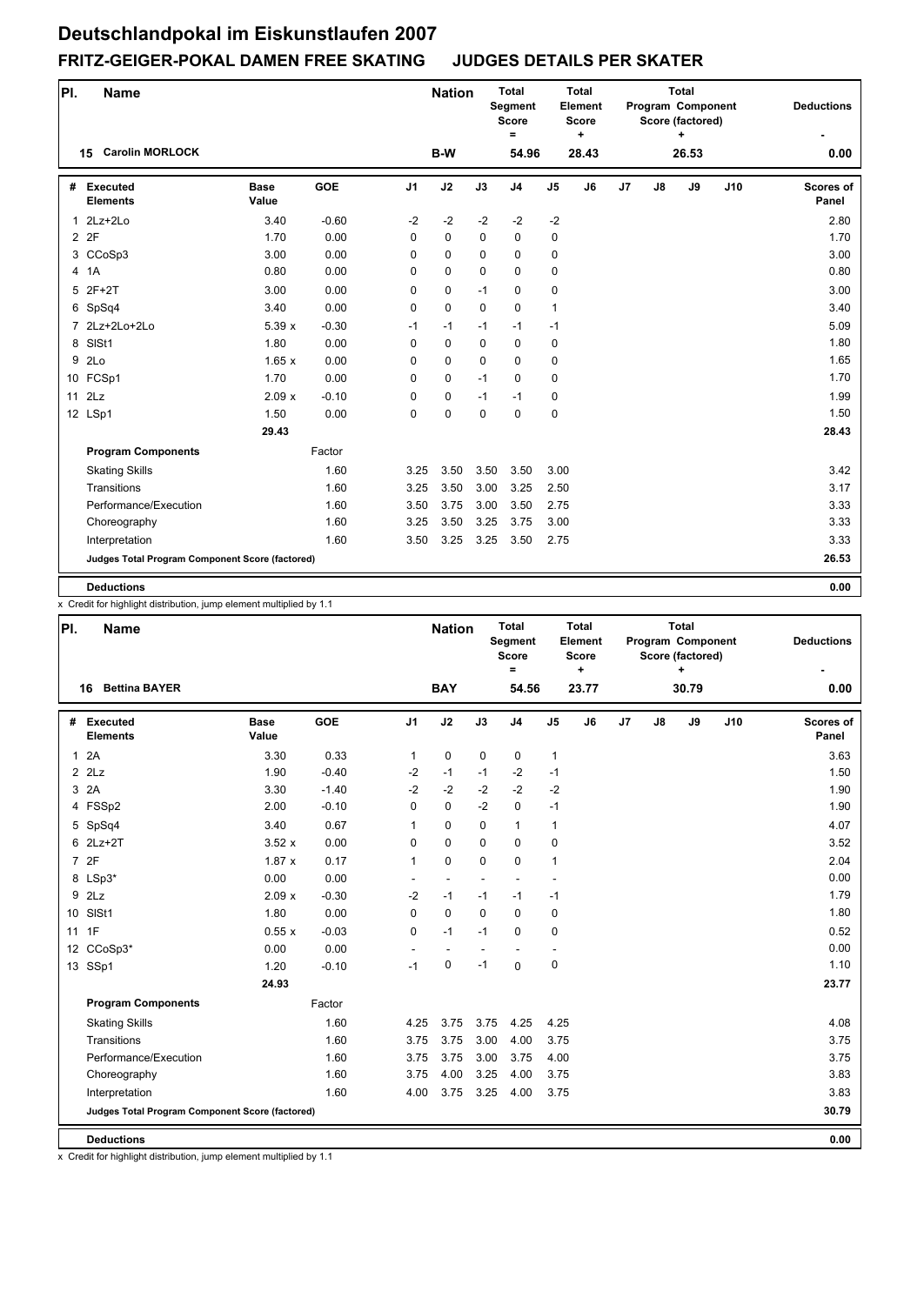# Deutschlandpokal im Eiskunstlaufen 2007

## FRITZ-GEIGER-POKAL DAMEN FREE SKATING JUDGES DETAILS PER SKATER

| Pl. | Name | | | Nation | Total Segment Score = | Total Element Score + | Total Program Component Score (factored) + | Deductions - |
|---|---|---|---|---|---|---|---|---|
| 15 | Carolin MORLOCK | | | B-W | 54.96 | 28.43 | 26.53 | 0.00 |

| # | Executed Elements | Base Value | GOE | J1 | J2 | J3 | J4 | J5 | J6 | J7 | J8 | J9 | J10 | Scores of Panel |
|---|---|---|---|---|---|---|---|---|---|---|---|---|---|---|
| 1 | 2Lz+2Lo | 3.40 | -0.60 | -2 | -2 | -2 | -2 | -2 | | | | | | 2.80 |
| 2 | 2F | 1.70 | 0.00 | 0 | 0 | 0 | 0 | 0 | | | | | | 1.70 |
| 3 | CCoSp3 | 3.00 | 0.00 | 0 | 0 | 0 | 0 | 0 | | | | | | 3.00 |
| 4 | 1A | 0.80 | 0.00 | 0 | 0 | 0 | 0 | 0 | | | | | | 0.80 |
| 5 | 2F+2T | 3.00 | 0.00 | 0 | 0 | -1 | 0 | 0 | | | | | | 3.00 |
| 6 | SpSq4 | 3.40 | 0.00 | 0 | 0 | 0 | 0 | 1 | | | | | | 3.40 |
| 7 | 2Lz+2Lo+2Lo | 5.39 x | -0.30 | -1 | -1 | -1 | -1 | -1 | | | | | | 5.09 |
| 8 | SlSt1 | 1.80 | 0.00 | 0 | 0 | 0 | 0 | 0 | | | | | | 1.80 |
| 9 | 2Lo | 1.65 x | 0.00 | 0 | 0 | 0 | 0 | 0 | | | | | | 1.65 |
| 10 | FCSp1 | 1.70 | 0.00 | 0 | 0 | -1 | 0 | 0 | | | | | | 1.70 |
| 11 | 2Lz | 2.09 x | -0.10 | 0 | 0 | -1 | -1 | 0 | | | | | | 1.99 |
| 12 | LSp1 | 1.50 | 0.00 | 0 | 0 | 0 | 0 | 0 | | | | | | 1.50 |
| | | 29.43 | | | | | | | | | | | | 28.43 |
| | **Program Components** | | Factor | | | | | | | | | | | |
| | Skating Skills | | 1.60 | 3.25 | 3.50 | 3.50 | 3.50 | 3.00 | | | | | | 3.42 |
| | Transitions | | 1.60 | 3.25 | 3.50 | 3.00 | 3.25 | 2.50 | | | | | | 3.17 |
| | Performance/Execution | | 1.60 | 3.50 | 3.75 | 3.00 | 3.50 | 2.75 | | | | | | 3.33 |
| | Choreography | | 1.60 | 3.25 | 3.50 | 3.25 | 3.75 | 3.00 | | | | | | 3.33 |
| | Interpretation | | 1.60 | 3.50 | 3.25 | 3.25 | 3.50 | 2.75 | | | | | | 3.33 |
| | **Judges Total Program Component Score (factored)** | | | | | | | | | | | | | 26.53 |
| | **Deductions** | | | | | | | | | | | | | 0.00 |

x Credit for highlight distribution, jump element multiplied by 1.1

| Pl. | Name | | | Nation | Total Segment Score = | Total Element Score + | Total Program Component Score (factored) + | Deductions - |
|---|---|---|---|---|---|---|---|---|
| 16 | Bettina BAYER | | | BAY | 54.56 | 23.77 | 30.79 | 0.00 |

| # | Executed Elements | Base Value | GOE | J1 | J2 | J3 | J4 | J5 | J6 | J7 | J8 | J9 | J10 | Scores of Panel |
|---|---|---|---|---|---|---|---|---|---|---|---|---|---|---|
| 1 | 2A | 3.30 | 0.33 | 1 | 0 | 0 | 0 | 1 | | | | | | 3.63 |
| 2 | 2Lz | 1.90 | -0.40 | -2 | -1 | -1 | -2 | -1 | | | | | | 1.50 |
| 3 | 2A | 3.30 | -1.40 | -2 | -2 | -2 | -2 | -2 | | | | | | 1.90 |
| 4 | FSSp2 | 2.00 | -0.10 | 0 | 0 | -2 | 0 | -1 | | | | | | 1.90 |
| 5 | SpSq4 | 3.40 | 0.67 | 1 | 0 | 0 | 1 | 1 | | | | | | 4.07 |
| 6 | 2Lz+2T | 3.52 x | 0.00 | 0 | 0 | 0 | 0 | 0 | | | | | | 3.52 |
| 7 | 2F | 1.87 x | 0.17 | 1 | 0 | 0 | 0 | 1 | | | | | | 2.04 |
| 8 | LSp3* | 0.00 | 0.00 | - | - | - | - | - | | | | | | 0.00 |
| 9 | 2Lz | 2.09 x | -0.30 | -2 | -1 | -1 | -1 | -1 | | | | | | 1.79 |
| 10 | SlSt1 | 1.80 | 0.00 | 0 | 0 | 0 | 0 | 0 | | | | | | 1.80 |
| 11 | 1F | 0.55 x | -0.03 | 0 | -1 | -1 | 0 | 0 | | | | | | 0.52 |
| 12 | CCoSp3* | 0.00 | 0.00 | - | - | - | - | - | | | | | | 0.00 |
| 13 | SSp1 | 1.20 | -0.10 | -1 | 0 | -1 | 0 | 0 | | | | | | 1.10 |
| | | 24.93 | | | | | | | | | | | | 23.77 |
| | **Program Components** | | Factor | | | | | | | | | | | |
| | Skating Skills | | 1.60 | 4.25 | 3.75 | 3.75 | 4.25 | 4.25 | | | | | | 4.08 |
| | Transitions | | 1.60 | 3.75 | 3.75 | 3.00 | 4.00 | 3.75 | | | | | | 3.75 |
| | Performance/Execution | | 1.60 | 3.75 | 3.75 | 3.00 | 3.75 | 4.00 | | | | | | 3.75 |
| | Choreography | | 1.60 | 3.75 | 4.00 | 3.25 | 4.00 | 3.75 | | | | | | 3.83 |
| | Interpretation | | 1.60 | 4.00 | 3.75 | 3.25 | 4.00 | 3.75 | | | | | | 3.83 |
| | **Judges Total Program Component Score (factored)** | | | | | | | | | | | | | 30.79 |
| | **Deductions** | | | | | | | | | | | | | 0.00 |

x Credit for highlight distribution, jump element multiplied by 1.1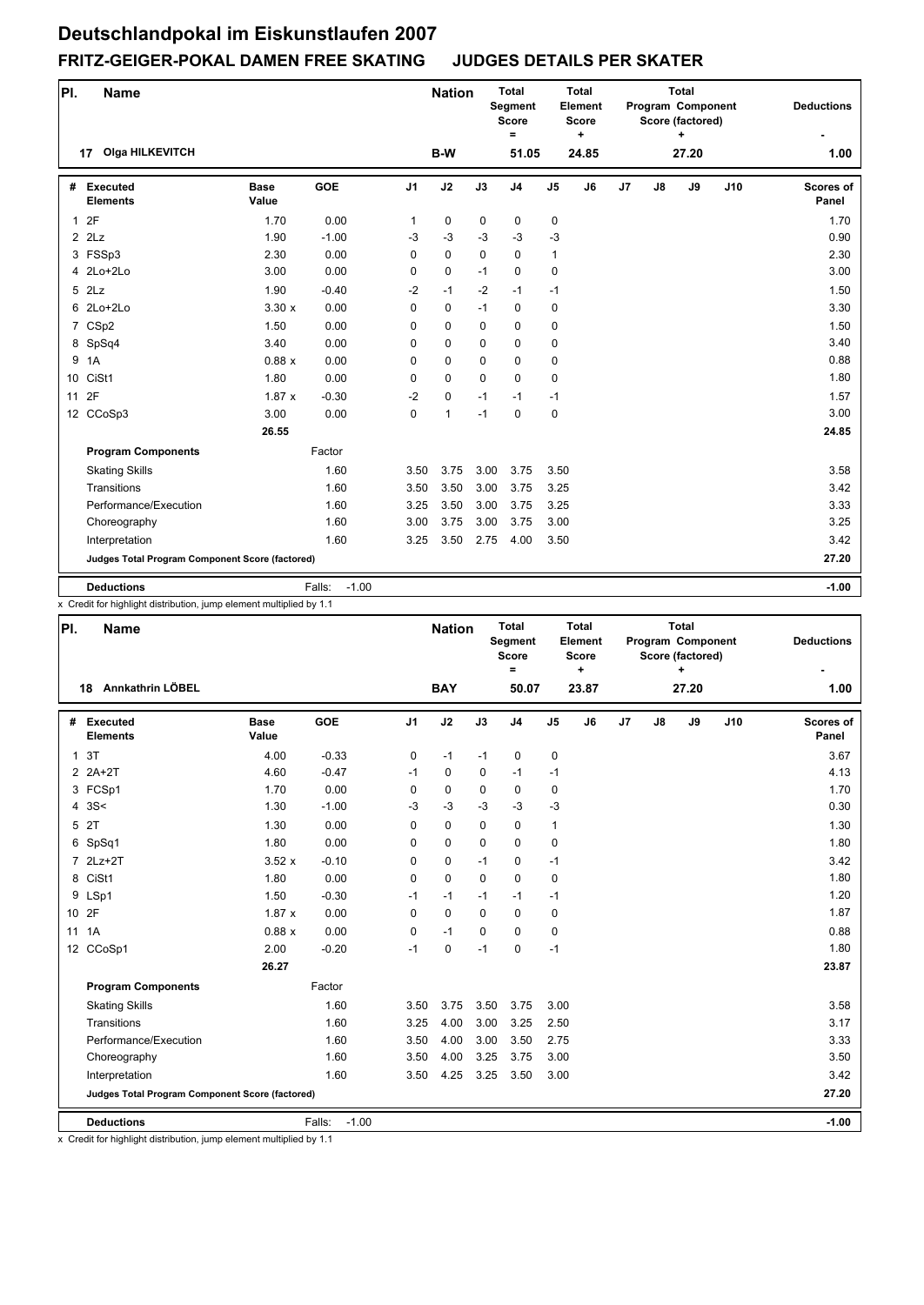# Deutschlandpokal im Eiskunstlaufen 2007

## FRITZ-GEIGER-POKAL DAMEN FREE SKATING JUDGES DETAILS PER SKATER

| Pl. | Name | Nation | Total Segment Score = | Total Element Score + | Total Program Component Score (factored) + | Deductions - |
|---|---|---|---|---|---|---|
| 17 | Olga HILKEVITCH | B-W | 51.05 | 24.85 | 27.20 | 1.00 |

| # | Executed Elements | Base Value | GOE | J1 | J2 | J3 | J4 | J5 | J6 | J7 | J8 | J9 | J10 | Scores of Panel |
|---|---|---|---|---|---|---|---|---|---|---|---|---|---|---|
| 1 | 2F | 1.70 | 0.00 | 1 | 0 | 0 | 0 | 0 | | | | | | 1.70 |
| 2 | 2Lz | 1.90 | -1.00 | -3 | -3 | -3 | -3 | -3 | | | | | | 0.90 |
| 3 | FSSp3 | 2.30 | 0.00 | 0 | 0 | 0 | 0 | 1 | | | | | | 2.30 |
| 4 | 2Lo+2Lo | 3.00 | 0.00 | 0 | 0 | -1 | 0 | 0 | | | | | | 3.00 |
| 5 | 2Lz | 1.90 | -0.40 | -2 | -1 | -2 | -1 | -1 | | | | | | 1.50 |
| 6 | 2Lo+2Lo | 3.30 x | 0.00 | 0 | 0 | -1 | 0 | 0 | | | | | | 3.30 |
| 7 | CSp2 | 1.50 | 0.00 | 0 | 0 | 0 | 0 | 0 | | | | | | 1.50 |
| 8 | SpSq4 | 3.40 | 0.00 | 0 | 0 | 0 | 0 | 0 | | | | | | 3.40 |
| 9 | 1A | 0.88 x | 0.00 | 0 | 0 | 0 | 0 | 0 | | | | | | 0.88 |
| 10 | CiSt1 | 1.80 | 0.00 | 0 | 0 | 0 | 0 | 0 | | | | | | 1.80 |
| 11 | 2F | 1.87 x | -0.30 | -2 | 0 | -1 | -1 | -1 | | | | | | 1.57 |
| 12 | CCoSp3 | 3.00 | 0.00 | 0 | 1 | -1 | 0 | 0 | | | | | | 3.00 |
| | | 26.55 | | | | | | | | | | | | 24.85 |
| | **Program Components** | | Factor | | | | | | | | | | | |
| | Skating Skills | | 1.60 | 3.50 | 3.75 | 3.00 | 3.75 | 3.50 | | | | | | 3.58 |
| | Transitions | | 1.60 | 3.50 | 3.50 | 3.00 | 3.75 | 3.25 | | | | | | 3.42 |
| | Performance/Execution | | 1.60 | 3.25 | 3.50 | 3.00 | 3.75 | 3.25 | | | | | | 3.33 |
| | Choreography | | 1.60 | 3.00 | 3.75 | 3.00 | 3.75 | 3.00 | | | | | | 3.25 |
| | Interpretation | | 1.60 | 3.25 | 3.50 | 2.75 | 4.00 | 3.50 | | | | | | 3.42 |
| | **Judges Total Program Component Score (factored)** | | | | | | | | | | | | | 27.20 |
| | **Deductions** | | Falls: -1.00 | | | | | | | | | | | -1.00 |

x Credit for highlight distribution, jump element multiplied by 1.1

| Pl. | Name | Nation | Total Segment Score = | Total Element Score + | Total Program Component Score (factored) + | Deductions - |
|---|---|---|---|---|---|---|
| 18 | Annkathrin LÖBEL | BAY | 50.07 | 23.87 | 27.20 | 1.00 |

| # | Executed Elements | Base Value | GOE | J1 | J2 | J3 | J4 | J5 | J6 | J7 | J8 | J9 | J10 | Scores of Panel |
|---|---|---|---|---|---|---|---|---|---|---|---|---|---|---|
| 1 | 3T | 4.00 | -0.33 | 0 | -1 | -1 | 0 | 0 | | | | | | 3.67 |
| 2 | 2A+2T | 4.60 | -0.47 | -1 | 0 | 0 | -1 | -1 | | | | | | 4.13 |
| 3 | FCSp1 | 1.70 | 0.00 | 0 | 0 | 0 | 0 | 0 | | | | | | 1.70 |
| 4 | 3S< | 1.30 | -1.00 | -3 | -3 | -3 | -3 | -3 | | | | | | 0.30 |
| 5 | 2T | 1.30 | 0.00 | 0 | 0 | 0 | 0 | 1 | | | | | | 1.30 |
| 6 | SpSq1 | 1.80 | 0.00 | 0 | 0 | 0 | 0 | 0 | | | | | | 1.80 |
| 7 | 2Lz+2T | 3.52 x | -0.10 | 0 | 0 | -1 | 0 | -1 | | | | | | 3.42 |
| 8 | CiSt1 | 1.80 | 0.00 | 0 | 0 | 0 | 0 | 0 | | | | | | 1.80 |
| 9 | LSp1 | 1.50 | -0.30 | -1 | -1 | -1 | -1 | -1 | | | | | | 1.20 |
| 10 | 2F | 1.87 x | 0.00 | 0 | 0 | 0 | 0 | 0 | | | | | | 1.87 |
| 11 | 1A | 0.88 x | 0.00 | 0 | -1 | 0 | 0 | 0 | | | | | | 0.88 |
| 12 | CCoSp1 | 2.00 | -0.20 | -1 | 0 | -1 | 0 | -1 | | | | | | 1.80 |
| | | 26.27 | | | | | | | | | | | | 23.87 |
| | **Program Components** | | Factor | | | | | | | | | | | |
| | Skating Skills | | 1.60 | 3.50 | 3.75 | 3.50 | 3.75 | 3.00 | | | | | | 3.58 |
| | Transitions | | 1.60 | 3.25 | 4.00 | 3.00 | 3.25 | 2.50 | | | | | | 3.17 |
| | Performance/Execution | | 1.60 | 3.50 | 4.00 | 3.00 | 3.50 | 2.75 | | | | | | 3.33 |
| | Choreography | | 1.60 | 3.50 | 4.00 | 3.25 | 3.75 | 3.00 | | | | | | 3.50 |
| | Interpretation | | 1.60 | 3.50 | 4.25 | 3.25 | 3.50 | 3.00 | | | | | | 3.42 |
| | **Judges Total Program Component Score (factored)** | | | | | | | | | | | | | 27.20 |
| | **Deductions** | | Falls: -1.00 | | | | | | | | | | | -1.00 |

x Credit for highlight distribution, jump element multiplied by 1.1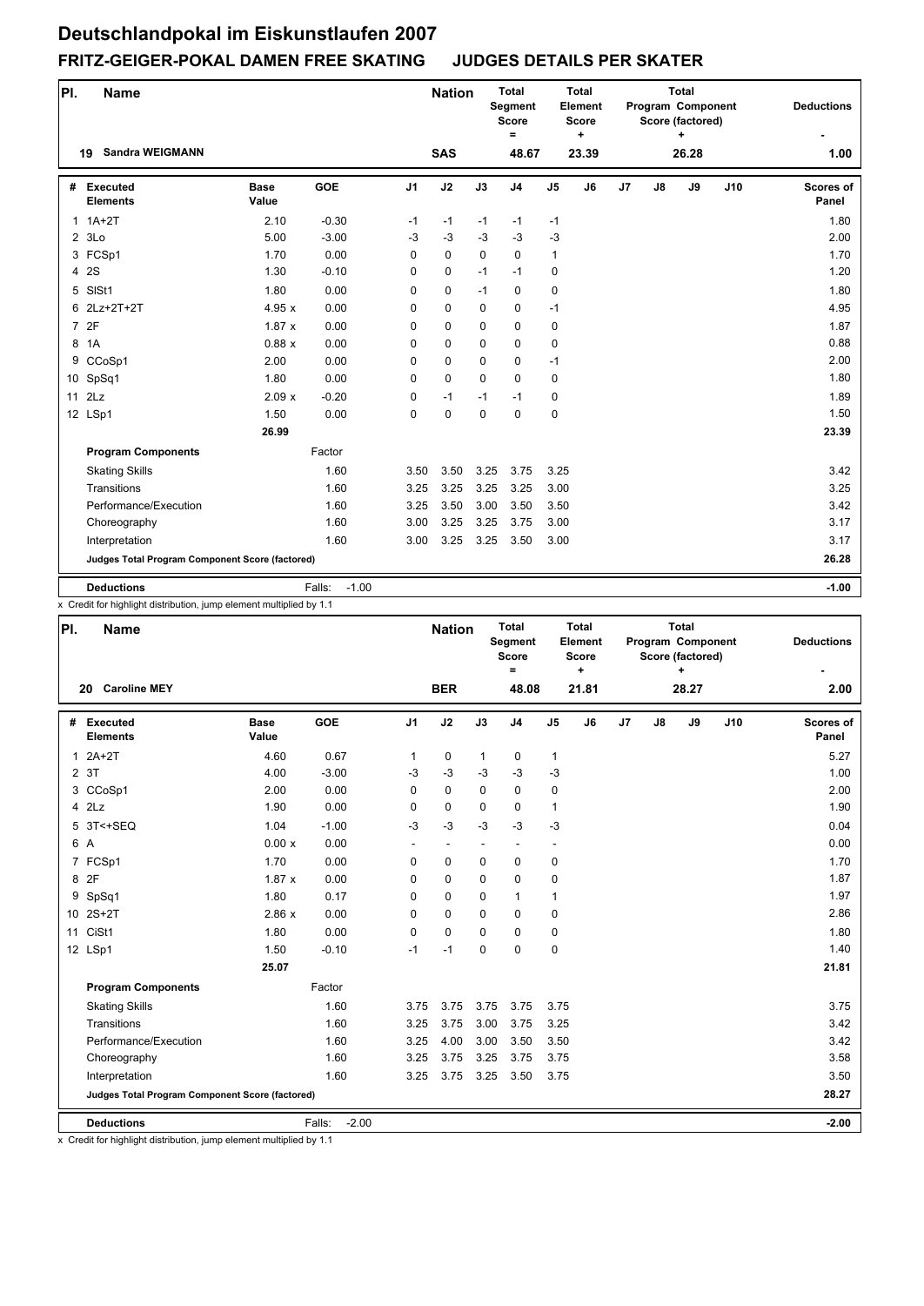# Deutschlandpokal im Eiskunstlaufen 2007

## FRITZ-GEIGER-POKAL DAMEN FREE SKATING JUDGES DETAILS PER SKATER

| Pl. | Name | Nation | Total Segment Score = | Total Element Score + | Total Program Component Score (factored) + | Deductions - |
|---|---|---|---|---|---|---|
| 19 | Sandra WEIGMANN | SAS | 48.67 | 23.39 | 26.28 | 1.00 |

| # | Executed Elements | Base Value | GOE | J1 | J2 | J3 | J4 | J5 | J6 | J7 | J8 | J9 | J10 | Scores of Panel |
|---|---|---|---|---|---|---|---|---|---|---|---|---|---|---|
| 1 | 1A+2T | 2.10 | -0.30 | -1 | -1 | -1 | -1 | -1 | | | | | | 1.80 |
| 2 | 3Lo | 5.00 | -3.00 | -3 | -3 | -3 | -3 | -3 | | | | | | 2.00 |
| 3 | FCSp1 | 1.70 | 0.00 | 0 | 0 | 0 | 0 | 1 | | | | | | 1.70 |
| 4 | 2S | 1.30 | -0.10 | 0 | 0 | -1 | -1 | 0 | | | | | | 1.20 |
| 5 | SlSt1 | 1.80 | 0.00 | 0 | 0 | -1 | 0 | 0 | | | | | | 1.80 |
| 6 | 2Lz+2T+2T | 4.95 x | 0.00 | 0 | 0 | 0 | 0 | -1 | | | | | | 4.95 |
| 7 | 2F | 1.87 x | 0.00 | 0 | 0 | 0 | 0 | 0 | | | | | | 1.87 |
| 8 | 1A | 0.88 x | 0.00 | 0 | 0 | 0 | 0 | 0 | | | | | | 0.88 |
| 9 | CCoSp1 | 2.00 | 0.00 | 0 | 0 | 0 | 0 | -1 | | | | | | 2.00 |
| 10 | SpSq1 | 1.80 | 0.00 | 0 | 0 | 0 | 0 | 0 | | | | | | 1.80 |
| 11 | 2Lz | 2.09 x | -0.20 | 0 | -1 | -1 | -1 | 0 | | | | | | 1.89 |
| 12 | LSp1 | 1.50 | 0.00 | 0 | 0 | 0 | 0 | 0 | | | | | | 1.50 |
| | | 26.99 | | | | | | | | | | | | 23.39 |
| | **Program Components** | | Factor | | | | | | | | | | | |
| | Skating Skills | | 1.60 | 3.50 | 3.50 | 3.25 | 3.75 | 3.25 | | | | | | 3.42 |
| | Transitions | | 1.60 | 3.25 | 3.25 | 3.25 | 3.25 | 3.00 | | | | | | 3.25 |
| | Performance/Execution | | 1.60 | 3.25 | 3.50 | 3.00 | 3.50 | 3.50 | | | | | | 3.42 |
| | Choreography | | 1.60 | 3.00 | 3.25 | 3.25 | 3.75 | 3.00 | | | | | | 3.17 |
| | Interpretation | | 1.60 | 3.00 | 3.25 | 3.25 | 3.50 | 3.00 | | | | | | 3.17 |
| | **Judges Total Program Component Score (factored)** | | | | | | | | | | | | | 26.28 |
| | **Deductions** | | Falls: -1.00 | | | | | | | | | | | -1.00 |

x Credit for highlight distribution, jump element multiplied by 1.1

| Pl. | Name | Nation | Total Segment Score = | Total Element Score + | Total Program Component Score (factored) + | Deductions - |
|---|---|---|---|---|---|---|
| 20 | Caroline MEY | BER | 48.08 | 21.81 | 28.27 | 2.00 |

| # | Executed Elements | Base Value | GOE | J1 | J2 | J3 | J4 | J5 | J6 | J7 | J8 | J9 | J10 | Scores of Panel |
|---|---|---|---|---|---|---|---|---|---|---|---|---|---|---|
| 1 | 2A+2T | 4.60 | 0.67 | 1 | 0 | 1 | 0 | 1 | | | | | | 5.27 |
| 2 | 3T | 4.00 | -3.00 | -3 | -3 | -3 | -3 | -3 | | | | | | 1.00 |
| 3 | CCoSp1 | 2.00 | 0.00 | 0 | 0 | 0 | 0 | 0 | | | | | | 2.00 |
| 4 | 2Lz | 1.90 | 0.00 | 0 | 0 | 0 | 0 | 1 | | | | | | 1.90 |
| 5 | 3T<+SEQ | 1.04 | -1.00 | -3 | -3 | -3 | -3 | -3 | | | | | | 0.04 |
| 6 | A | 0.00 x | 0.00 | - | - | - | - | - | | | | | | 0.00 |
| 7 | FCSp1 | 1.70 | 0.00 | 0 | 0 | 0 | 0 | 0 | | | | | | 1.70 |
| 8 | 2F | 1.87 x | 0.00 | 0 | 0 | 0 | 0 | 0 | | | | | | 1.87 |
| 9 | SpSq1 | 1.80 | 0.17 | 0 | 0 | 0 | 1 | 1 | | | | | | 1.97 |
| 10 | 2S+2T | 2.86 x | 0.00 | 0 | 0 | 0 | 0 | 0 | | | | | | 2.86 |
| 11 | CiSt1 | 1.80 | 0.00 | 0 | 0 | 0 | 0 | 0 | | | | | | 1.80 |
| 12 | LSp1 | 1.50 | -0.10 | -1 | -1 | 0 | 0 | 0 | | | | | | 1.40 |
| | | 25.07 | | | | | | | | | | | | 21.81 |
| | **Program Components** | | Factor | | | | | | | | | | | |
| | Skating Skills | | 1.60 | 3.75 | 3.75 | 3.75 | 3.75 | 3.75 | | | | | | 3.75 |
| | Transitions | | 1.60 | 3.25 | 3.75 | 3.00 | 3.75 | 3.25 | | | | | | 3.42 |
| | Performance/Execution | | 1.60 | 3.25 | 4.00 | 3.00 | 3.50 | 3.50 | | | | | | 3.42 |
| | Choreography | | 1.60 | 3.25 | 3.75 | 3.25 | 3.75 | 3.75 | | | | | | 3.58 |
| | Interpretation | | 1.60 | 3.25 | 3.75 | 3.25 | 3.50 | 3.75 | | | | | | 3.50 |
| | **Judges Total Program Component Score (factored)** | | | | | | | | | | | | | 28.27 |
| | **Deductions** | | Falls: -2.00 | | | | | | | | | | | -2.00 |

x Credit for highlight distribution, jump element multiplied by 1.1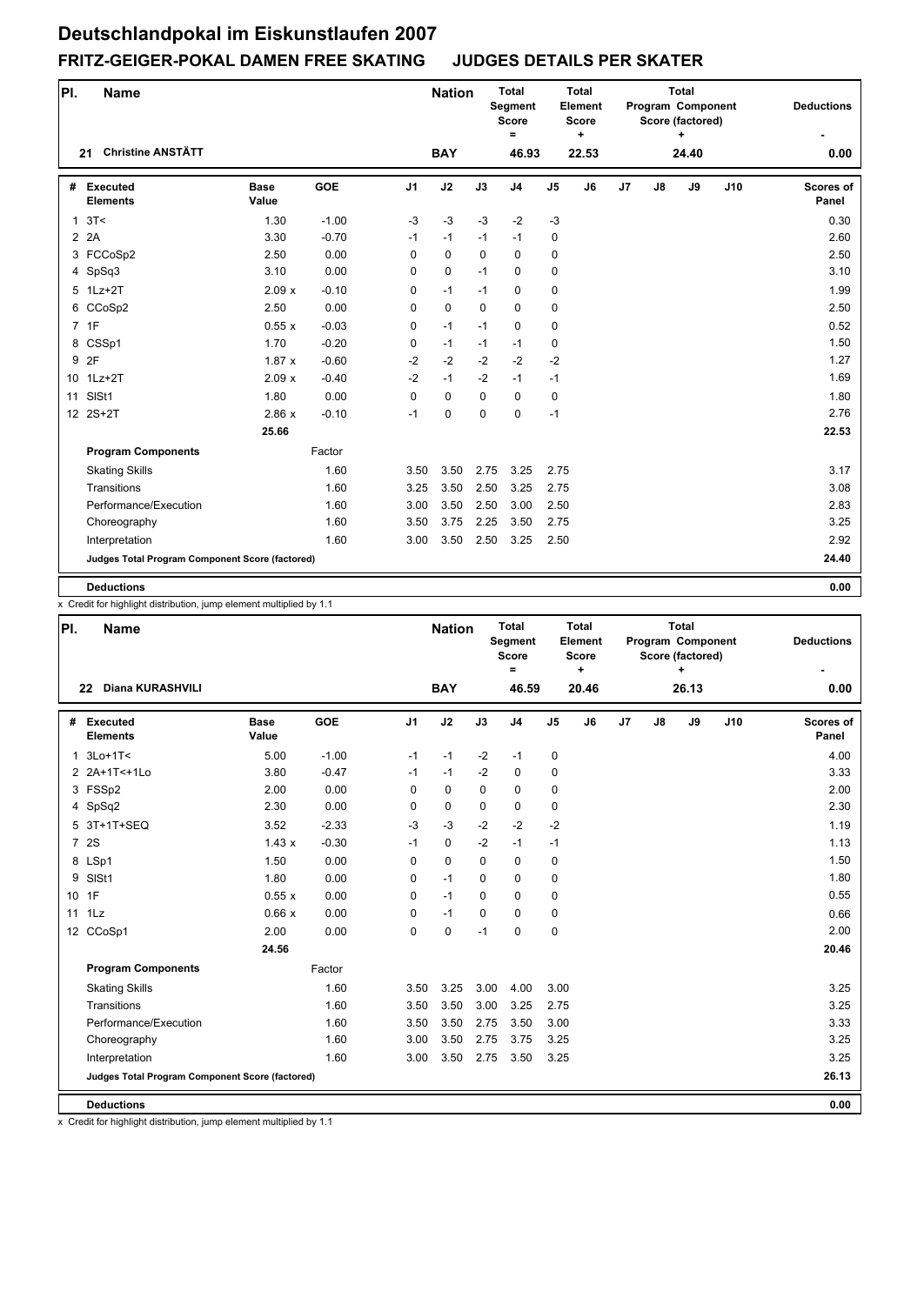# Deutschlandpokal im Eiskunstlaufen 2007

## FRITZ-GEIGER-POKAL DAMEN FREE SKATING JUDGES DETAILS PER SKATER

| Pl. | Name | Nation | Total Segment Score = | Total Element Score + | Total Program Component Score (factored) + | Deductions - |
|---|---|---|---|---|---|---|
| 21 | Christine ANSTÄTT | BAY | 46.93 | 22.53 | 24.40 | 0.00 |

| # | Executed Elements | Base Value | | GOE | J1 | J2 | J3 | J4 | J5 | J6 | J7 | J8 | J9 | J10 | Scores of Panel |
|---|---|---|---|---|---|---|---|---|---|---|---|---|---|---|---|
| 1 | 3T< | 1.30 | | -1.00 | -3 | -3 | -3 | -2 | -3 | | | | | | 0.30 |
| 2 | 2A | 3.30 | | -0.70 | -1 | -1 | -1 | -1 | 0 | | | | | | 2.60 |
| 3 | FCCoSp2 | 2.50 | | 0.00 | 0 | 0 | 0 | 0 | 0 | | | | | | 2.50 |
| 4 | SpSq3 | 3.10 | | 0.00 | 0 | 0 | -1 | 0 | 0 | | | | | | 3.10 |
| 5 | 1Lz+2T | 2.09 | x | -0.10 | 0 | -1 | -1 | 0 | 0 | | | | | | 1.99 |
| 6 | CCoSp2 | 2.50 | | 0.00 | 0 | 0 | 0 | 0 | 0 | | | | | | 2.50 |
| 7 | 1F | 0.55 | x | -0.03 | 0 | -1 | -1 | 0 | 0 | | | | | | 0.52 |
| 8 | CSSp1 | 1.70 | | -0.20 | 0 | -1 | -1 | -1 | 0 | | | | | | 1.50 |
| 9 | 2F | 1.87 | x | -0.60 | -2 | -2 | -2 | -2 | -2 | | | | | | 1.27 |
| 10 | 1Lz+2T | 2.09 | x | -0.40 | -2 | -1 | -2 | -1 | -1 | | | | | | 1.69 |
| 11 | SlSt1 | 1.80 | | 0.00 | 0 | 0 | 0 | 0 | 0 | | | | | | 1.80 |
| 12 | 2S+2T | 2.86 | x | -0.10 | -1 | 0 | 0 | 0 | -1 | | | | | | 2.76 |
| | | 25.66 | | | | | | | | | | | | | 22.53 |
| | **Program Components** | | | Factor | | | | | | | | | | | |
| | Skating Skills | | | 1.60 | 3.50 | 3.50 | 2.75 | 3.25 | 2.75 | | | | | | 3.17 |
| | Transitions | | | 1.60 | 3.25 | 3.50 | 2.50 | 3.25 | 2.75 | | | | | | 3.08 |
| | Performance/Execution | | | 1.60 | 3.00 | 3.50 | 2.50 | 3.00 | 2.50 | | | | | | 2.83 |
| | Choreography | | | 1.60 | 3.50 | 3.75 | 2.25 | 3.50 | 2.75 | | | | | | 3.25 |
| | Interpretation | | | 1.60 | 3.00 | 3.50 | 2.50 | 3.25 | 2.50 | | | | | | 2.92 |
| | **Judges Total Program Component Score (factored)** | | | | | | | | | | | | | | 24.40 |
| | **Deductions** | | | | | | | | | | | | | | 0.00 |

x Credit for highlight distribution, jump element multiplied by 1.1

| Pl. | Name | Nation | Total Segment Score = | Total Element Score + | Total Program Component Score (factored) + | Deductions - |
|---|---|---|---|---|---|---|
| 22 | Diana KURASHVILI | BAY | 46.59 | 20.46 | 26.13 | 0.00 |

| # | Executed Elements | Base Value | | GOE | J1 | J2 | J3 | J4 | J5 | J6 | J7 | J8 | J9 | J10 | Scores of Panel |
|---|---|---|---|---|---|---|---|---|---|---|---|---|---|---|---|
| 1 | 3Lo+1T< | 5.00 | | -1.00 | -1 | -1 | -2 | -1 | 0 | | | | | | 4.00 |
| 2 | 2A+1T<+1Lo | 3.80 | | -0.47 | -1 | -1 | -2 | 0 | 0 | | | | | | 3.33 |
| 3 | FSSp2 | 2.00 | | 0.00 | 0 | 0 | 0 | 0 | 0 | | | | | | 2.00 |
| 4 | SpSq2 | 2.30 | | 0.00 | 0 | 0 | 0 | 0 | 0 | | | | | | 2.30 |
| 5 | 3T+1T+SEQ | 3.52 | | -2.33 | -3 | -3 | -2 | -2 | -2 | | | | | | 1.19 |
| 7 | 2S | 1.43 | x | -0.30 | -1 | 0 | -2 | -1 | -1 | | | | | | 1.13 |
| 8 | LSp1 | 1.50 | | 0.00 | 0 | 0 | 0 | 0 | 0 | | | | | | 1.50 |
| 9 | SlSt1 | 1.80 | | 0.00 | 0 | -1 | 0 | 0 | 0 | | | | | | 1.80 |
| 10 | 1F | 0.55 | x | 0.00 | 0 | -1 | 0 | 0 | 0 | | | | | | 0.55 |
| 11 | 1Lz | 0.66 | x | 0.00 | 0 | -1 | 0 | 0 | 0 | | | | | | 0.66 |
| 12 | CCoSp1 | 2.00 | | 0.00 | 0 | 0 | -1 | 0 | 0 | | | | | | 2.00 |
| | | 24.56 | | | | | | | | | | | | | 20.46 |
| | **Program Components** | | | Factor | | | | | | | | | | | |
| | Skating Skills | | | 1.60 | 3.50 | 3.25 | 3.00 | 4.00 | 3.00 | | | | | | 3.25 |
| | Transitions | | | 1.60 | 3.50 | 3.50 | 3.00 | 3.25 | 2.75 | | | | | | 3.25 |
| | Performance/Execution | | | 1.60 | 3.50 | 3.50 | 2.75 | 3.50 | 3.00 | | | | | | 3.33 |
| | Choreography | | | 1.60 | 3.00 | 3.50 | 2.75 | 3.75 | 3.25 | | | | | | 3.25 |
| | Interpretation | | | 1.60 | 3.00 | 3.50 | 2.75 | 3.50 | 3.25 | | | | | | 3.25 |
| | **Judges Total Program Component Score (factored)** | | | | | | | | | | | | | | 26.13 |
| | **Deductions** | | | | | | | | | | | | | | 0.00 |

x Credit for highlight distribution, jump element multiplied by 1.1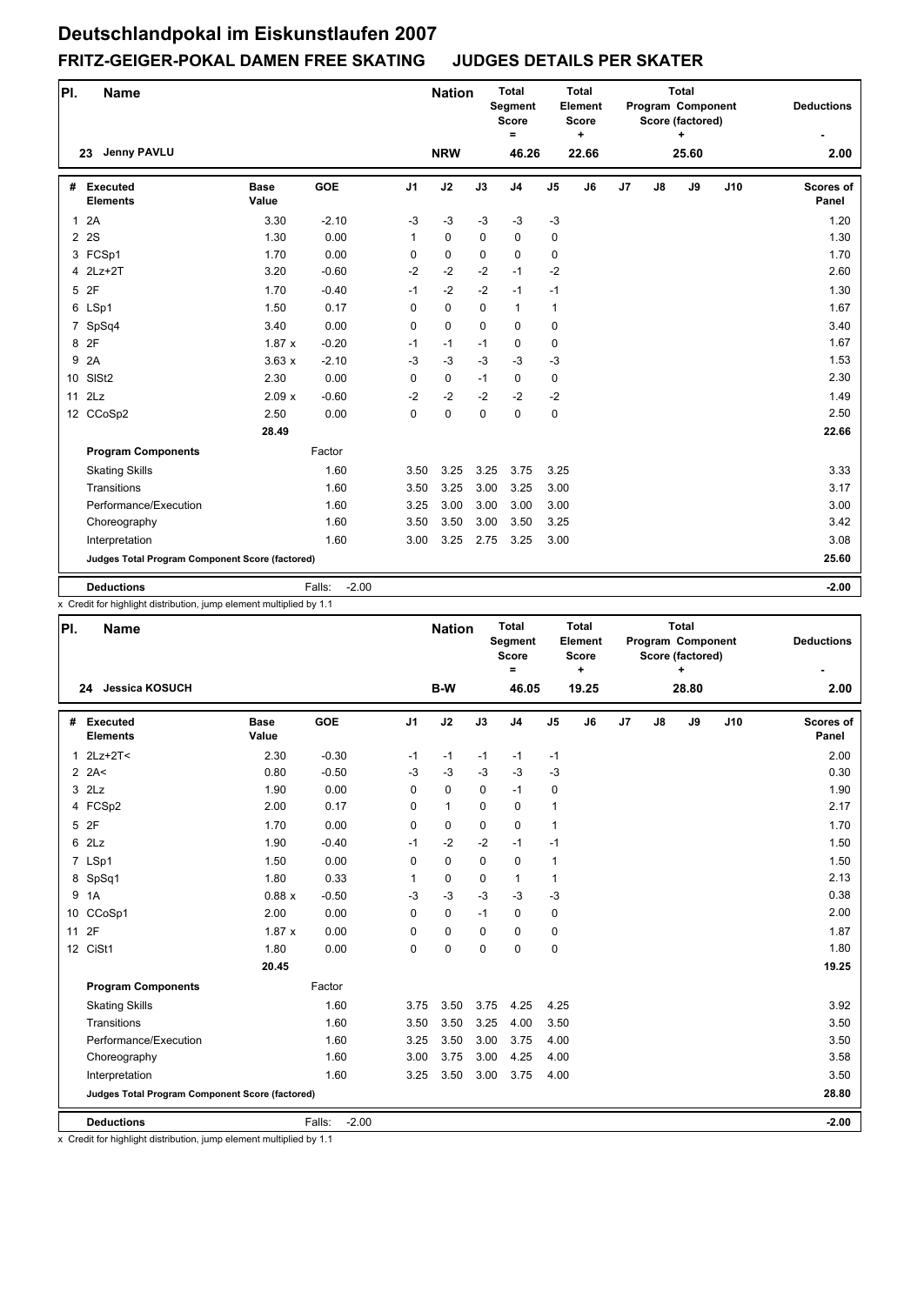# Deutschlandpokal im Eiskunstlaufen 2007

## FRITZ-GEIGER-POKAL DAMEN FREE SKATING JUDGES DETAILS PER SKATER

| Pl. | Name | Nation | Total Segment Score = | Total Element Score + | Total Program Component Score (factored) + | Deductions - |
|---|---|---|---|---|---|---|
| 23 | Jenny PAVLU | NRW | 46.26 | 22.66 | 25.60 | 2.00 |

| # | Executed Elements | Base Value | GOE | J1 | J2 | J3 | J4 | J5 | J6 | J7 | J8 | J9 | J10 | Scores of Panel |
|---|---|---|---|---|---|---|---|---|---|---|---|---|---|---|
| 1 | 2A | 3.30 | -2.10 | -3 | -3 | -3 | -3 | -3 | | | | | | 1.20 |
| 2 | 2S | 1.30 | 0.00 | 1 | 0 | 0 | 0 | 0 | | | | | | 1.30 |
| 3 | FCSp1 | 1.70 | 0.00 | 0 | 0 | 0 | 0 | 0 | | | | | | 1.70 |
| 4 | 2Lz+2T | 3.20 | -0.60 | -2 | -2 | -2 | -1 | -2 | | | | | | 2.60 |
| 5 | 2F | 1.70 | -0.40 | -1 | -2 | -2 | -1 | -1 | | | | | | 1.30 |
| 6 | LSp1 | 1.50 | 0.17 | 0 | 0 | 0 | 1 | 1 | | | | | | 1.67 |
| 7 | SpSq4 | 3.40 | 0.00 | 0 | 0 | 0 | 0 | 0 | | | | | | 3.40 |
| 8 | 2F | 1.87 x | -0.20 | -1 | -1 | -1 | 0 | 0 | | | | | | 1.67 |
| 9 | 2A | 3.63 x | -2.10 | -3 | -3 | -3 | -3 | -3 | | | | | | 1.53 |
| 10 | SlSt2 | 2.30 | 0.00 | 0 | 0 | -1 | 0 | 0 | | | | | | 2.30 |
| 11 | 2Lz | 2.09 x | -0.60 | -2 | -2 | -2 | -2 | -2 | | | | | | 1.49 |
| 12 | CCoSp2 | 2.50 | 0.00 | 0 | 0 | 0 | 0 | 0 | | | | | | 2.50 |
| | | 28.49 | | | | | | | | | | | | 22.66 |
| | **Program Components** | | Factor | | | | | | | | | | | |
| | Skating Skills | | 1.60 | 3.50 | 3.25 | 3.25 | 3.75 | 3.25 | | | | | | 3.33 |
| | Transitions | | 1.60 | 3.50 | 3.25 | 3.00 | 3.25 | 3.00 | | | | | | 3.17 |
| | Performance/Execution | | 1.60 | 3.25 | 3.00 | 3.00 | 3.00 | 3.00 | | | | | | 3.00 |
| | Choreography | | 1.60 | 3.50 | 3.50 | 3.00 | 3.50 | 3.25 | | | | | | 3.42 |
| | Interpretation | | 1.60 | 3.00 | 3.25 | 2.75 | 3.25 | 3.00 | | | | | | 3.08 |
| | **Judges Total Program Component Score (factored)** | | | | | | | | | | | | | 25.60 |
| | **Deductions** | | Falls: -2.00 | | | | | | | | | | | -2.00 |

x Credit for highlight distribution, jump element multiplied by 1.1

| Pl. | Name | Nation | Total Segment Score = | Total Element Score + | Total Program Component Score (factored) + | Deductions - |
|---|---|---|---|---|---|---|
| 24 | Jessica KOSUCH | B-W | 46.05 | 19.25 | 28.80 | 2.00 |

| # | Executed Elements | Base Value | GOE | J1 | J2 | J3 | J4 | J5 | J6 | J7 | J8 | J9 | J10 | Scores of Panel |
|---|---|---|---|---|---|---|---|---|---|---|---|---|---|---|
| 1 | 2Lz+2T< | 2.30 | -0.30 | -1 | -1 | -1 | -1 | -1 | | | | | | 2.00 |
| 2 | 2A< | 0.80 | -0.50 | -3 | -3 | -3 | -3 | -3 | | | | | | 0.30 |
| 3 | 2Lz | 1.90 | 0.00 | 0 | 0 | 0 | -1 | 0 | | | | | | 1.90 |
| 4 | FCSp2 | 2.00 | 0.17 | 0 | 1 | 0 | 0 | 1 | | | | | | 2.17 |
| 5 | 2F | 1.70 | 0.00 | 0 | 0 | 0 | 0 | 1 | | | | | | 1.70 |
| 6 | 2Lz | 1.90 | -0.40 | -1 | -2 | -2 | -1 | -1 | | | | | | 1.50 |
| 7 | LSp1 | 1.50 | 0.00 | 0 | 0 | 0 | 0 | 1 | | | | | | 1.50 |
| 8 | SpSq1 | 1.80 | 0.33 | 1 | 0 | 0 | 1 | 1 | | | | | | 2.13 |
| 9 | 1A | 0.88 x | -0.50 | -3 | -3 | -3 | -3 | -3 | | | | | | 0.38 |
| 10 | CCoSp1 | 2.00 | 0.00 | 0 | 0 | -1 | 0 | 0 | | | | | | 2.00 |
| 11 | 2F | 1.87 x | 0.00 | 0 | 0 | 0 | 0 | 0 | | | | | | 1.87 |
| 12 | CiSt1 | 1.80 | 0.00 | 0 | 0 | 0 | 0 | 0 | | | | | | 1.80 |
| | | 20.45 | | | | | | | | | | | | 19.25 |
| | **Program Components** | | Factor | | | | | | | | | | | |
| | Skating Skills | | 1.60 | 3.75 | 3.50 | 3.75 | 4.25 | 4.25 | | | | | | 3.92 |
| | Transitions | | 1.60 | 3.50 | 3.50 | 3.25 | 4.00 | 3.50 | | | | | | 3.50 |
| | Performance/Execution | | 1.60 | 3.25 | 3.50 | 3.00 | 3.75 | 4.00 | | | | | | 3.50 |
| | Choreography | | 1.60 | 3.00 | 3.75 | 3.00 | 4.25 | 4.00 | | | | | | 3.58 |
| | Interpretation | | 1.60 | 3.25 | 3.50 | 3.00 | 3.75 | 4.00 | | | | | | 3.50 |
| | **Judges Total Program Component Score (factored)** | | | | | | | | | | | | | 28.80 |
| | **Deductions** | | Falls: -2.00 | | | | | | | | | | | -2.00 |

x Credit for highlight distribution, jump element multiplied by 1.1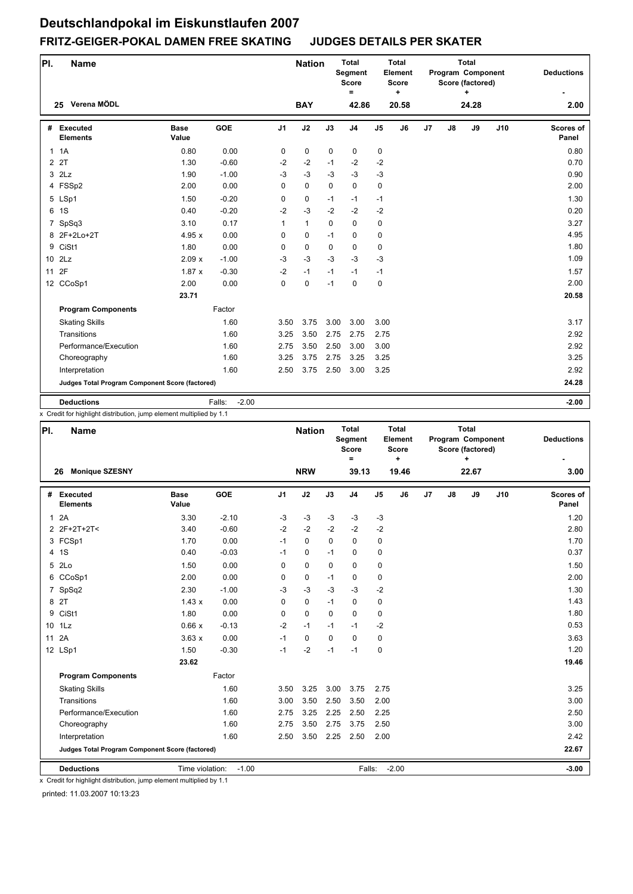# Deutschlandpokal im Eiskunstlaufen 2007

## FRITZ-GEIGER-POKAL DAMEN FREE SKATING JUDGES DETAILS PER SKATER

| Pl. | Name | Nation | Total Segment Score = | Total Element Score + | Total Program Component Score (factored) + | Deductions - |
|---|---|---|---|---|---|---|
| 25 | Verena MÖDL | BAY | 42.86 | 20.58 | 24.28 | 2.00 |

| # | Executed Elements | Base Value | GOE | J1 | J2 | J3 | J4 | J5 | J6 | J7 | J8 | J9 | J10 | Scores of Panel |
|---|---|---|---|---|---|---|---|---|---|---|---|---|---|---|
| 1 | 1A | 0.80 | 0.00 | 0 | 0 | 0 | 0 | 0 | | | | | | 0.80 |
| 2 | 2T | 1.30 | -0.60 | -2 | -2 | -1 | -2 | -2 | | | | | | 0.70 |
| 3 | 2Lz | 1.90 | -1.00 | -3 | -3 | -3 | -3 | -3 | | | | | | 0.90 |
| 4 | FSSp2 | 2.00 | 0.00 | 0 | 0 | 0 | 0 | 0 | | | | | | 2.00 |
| 5 | LSp1 | 1.50 | -0.20 | 0 | 0 | -1 | -1 | -1 | | | | | | 1.30 |
| 6 | 1S | 0.40 | -0.20 | -2 | -3 | -2 | -2 | -2 | | | | | | 0.20 |
| 7 | SpSq3 | 3.10 | 0.17 | 1 | 1 | 0 | 0 | 0 | | | | | | 3.27 |
| 8 | 2F+2Lo+2T | 4.95 x | 0.00 | 0 | 0 | -1 | 0 | 0 | | | | | | 4.95 |
| 9 | CiSt1 | 1.80 | 0.00 | 0 | 0 | 0 | 0 | 0 | | | | | | 1.80 |
| 10 | 2Lz | 2.09 x | -1.00 | -3 | -3 | -3 | -3 | -3 | | | | | | 1.09 |
| 11 | 2F | 1.87 x | -0.30 | -2 | -1 | -1 | -1 | -1 | | | | | | 1.57 |
| 12 | CCoSp1 | 2.00 | 0.00 | 0 | 0 | -1 | 0 | 0 | | | | | | 2.00 |
| | | 23.71 | | | | | | | | | | | | 20.58 |
| | **Program Components** | | Factor | | | | | | | | | | | |
| | Skating Skills | | 1.60 | 3.50 | 3.75 | 3.00 | 3.00 | 3.00 | | | | | | 3.17 |
| | Transitions | | 1.60 | 3.25 | 3.50 | 2.75 | 2.75 | 2.75 | | | | | | 2.92 |
| | Performance/Execution | | 1.60 | 2.75 | 3.50 | 2.50 | 3.00 | 3.00 | | | | | | 2.92 |
| | Choreography | | 1.60 | 3.25 | 3.75 | 2.75 | 3.25 | 3.25 | | | | | | 3.25 |
| | Interpretation | | 1.60 | 2.50 | 3.75 | 2.50 | 3.00 | 3.25 | | | | | | 2.92 |
| | **Judges Total Program Component Score (factored)** | | | | | | | | | | | | | 24.28 |
| | **Deductions** | | Falls: -2.00 | | | | | | | | | | | -2.00 |

x Credit for highlight distribution, jump element multiplied by 1.1

| Pl. | Name | Nation | Total Segment Score = | Total Element Score + | Total Program Component Score (factored) + | Deductions - |
|---|---|---|---|---|---|---|
| 26 | Monique SZESNY | NRW | 39.13 | 19.46 | 22.67 | 3.00 |

| # | Executed Elements | Base Value | GOE | J1 | J2 | J3 | J4 | J5 | J6 | J7 | J8 | J9 | J10 | Scores of Panel |
|---|---|---|---|---|---|---|---|---|---|---|---|---|---|---|
| 1 | 2A | 3.30 | -2.10 | -3 | -3 | -3 | -3 | -3 | | | | | | 1.20 |
| 2 | 2F+2T+2T< | 3.40 | -0.60 | -2 | -2 | -2 | -2 | -2 | | | | | | 2.80 |
| 3 | FCSp1 | 1.70 | 0.00 | -1 | 0 | 0 | 0 | 0 | | | | | | 1.70 |
| 4 | 1S | 0.40 | -0.03 | -1 | 0 | -1 | 0 | 0 | | | | | | 0.37 |
| 5 | 2Lo | 1.50 | 0.00 | 0 | 0 | 0 | 0 | 0 | | | | | | 1.50 |
| 6 | CCoSp1 | 2.00 | 0.00 | 0 | 0 | -1 | 0 | 0 | | | | | | 2.00 |
| 7 | SpSq2 | 2.30 | -1.00 | -3 | -3 | -3 | -3 | -2 | | | | | | 1.30 |
| 8 | 2T | 1.43 x | 0.00 | 0 | 0 | -1 | 0 | 0 | | | | | | 1.43 |
| 9 | CiSt1 | 1.80 | 0.00 | 0 | 0 | 0 | 0 | 0 | | | | | | 1.80 |
| 10 | 1Lz | 0.66 x | -0.13 | -2 | -1 | -1 | -1 | -2 | | | | | | 0.53 |
| 11 | 2A | 3.63 x | 0.00 | -1 | 0 | 0 | 0 | 0 | | | | | | 3.63 |
| 12 | LSp1 | 1.50 | -0.30 | -1 | -2 | -1 | -1 | 0 | | | | | | 1.20 |
| | | 23.62 | | | | | | | | | | | | 19.46 |
| | **Program Components** | | Factor | | | | | | | | | | | |
| | Skating Skills | | 1.60 | 3.50 | 3.25 | 3.00 | 3.75 | 2.75 | | | | | | 3.25 |
| | Transitions | | 1.60 | 3.00 | 3.50 | 2.50 | 3.50 | 2.00 | | | | | | 3.00 |
| | Performance/Execution | | 1.60 | 2.75 | 3.25 | 2.25 | 2.50 | 2.25 | | | | | | 2.50 |
| | Choreography | | 1.60 | 2.75 | 3.50 | 2.75 | 3.75 | 2.50 | | | | | | 3.00 |
| | Interpretation | | 1.60 | 2.50 | 3.50 | 2.25 | 2.50 | 2.00 | | | | | | 2.42 |
| | **Judges Total Program Component Score (factored)** | | | | | | | | | | | | | 22.67 |
| | **Deductions** | | Time violation: -1.00 | | | | Falls: -2.00 | | | | | | | -3.00 |

x Credit for highlight distribution, jump element multiplied by 1.1

printed: 11.03.2007 10:13:23